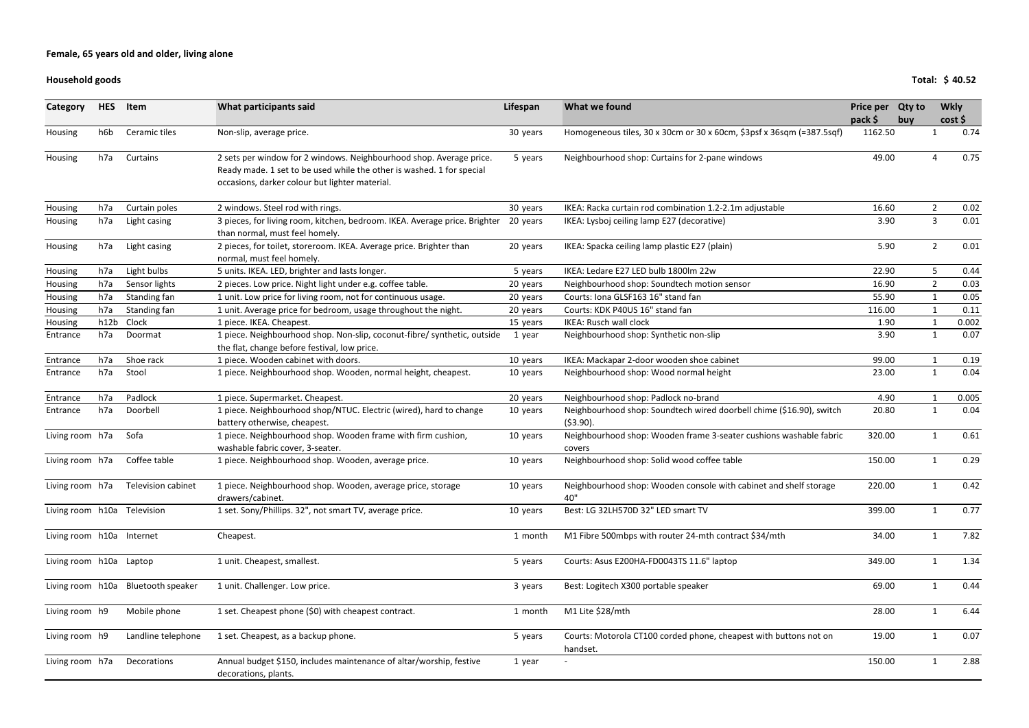**Female, 65 years old and older, living alone**

**Household goods** **Total: $ 40.52**

| Category | HES | Item | What participants said | Lifespan | What we found | Price per pack $ | Qty to buy | Wkly cost $ |
|---|---|---|---|---|---|---|---|---|
| Housing | h6b | Ceramic tiles | Non-slip, average price. | 30 years | Homogeneous tiles, 30 x 30cm or 30 x 60cm, $3psf x 36sqm (=387.5sqf) | 1162.50 | 1 | 0.74 |
| Housing | h7a | Curtains | 2 sets per window for 2 windows. Neighbourhood shop. Average price. Ready made. 1 set to be used while the other is washed. 1 for special occasions, darker colour but lighter material. | 5 years | Neighbourhood shop: Curtains for 2-pane windows | 49.00 | 4 | 0.75 |
| Housing | h7a | Curtain poles | 2 windows. Steel rod with rings. | 30 years | IKEA: Racka curtain rod combination 1.2-2.1m adjustable | 16.60 | 2 | 0.02 |
| Housing | h7a | Light casing | 3 pieces, for living room, kitchen, bedroom. IKEA. Average price. Brighter than normal, must feel homely. | 20 years | IKEA: Lysboj ceiling lamp E27 (decorative) | 3.90 | 3 | 0.01 |
| Housing | h7a | Light casing | 2 pieces, for toilet, storeroom. IKEA. Average price. Brighter than normal, must feel homely. | 20 years | IKEA: Spacka ceiling lamp plastic E27 (plain) | 5.90 | 2 | 0.01 |
| Housing | h7a | Light bulbs | 5 units. IKEA. LED, brighter and lasts longer. | 5 years | IKEA: Ledare E27 LED bulb 1800lm 22w | 22.90 | 5 | 0.44 |
| Housing | h7a | Sensor lights | 2 pieces. Low price. Night light under e.g. coffee table. | 20 years | Neighbourhood shop: Soundtech motion sensor | 16.90 | 2 | 0.03 |
| Housing | h7a | Standing fan | 1 unit. Low price for living room, not for continuous usage. | 20 years | Courts: Iona GLSF163 16" stand fan | 55.90 | 1 | 0.05 |
| Housing | h7a | Standing fan | 1 unit. Average price for bedroom, usage throughout the night. | 20 years | Courts: KDK P40US 16" stand fan | 116.00 | 1 | 0.11 |
| Housing | h12b | Clock | 1 piece. IKEA. Cheapest. | 15 years | IKEA: Rusch wall clock | 1.90 | 1 | 0.002 |
| Entrance | h7a | Doormat | 1 piece. Neighbourhood shop. Non-slip, coconut-fibre/ synthetic, outside the flat, change before festival, low price. | 1 year | Neighbourhood shop: Synthetic non-slip | 3.90 | 1 | 0.07 |
| Entrance | h7a | Shoe rack | 1 piece. Wooden cabinet with doors. | 10 years | IKEA: Mackapar 2-door wooden shoe cabinet | 99.00 | 1 | 0.19 |
| Entrance | h7a | Stool | 1 piece. Neighbourhood shop. Wooden, normal height, cheapest. | 10 years | Neighbourhood shop: Wood normal height | 23.00 | 1 | 0.04 |
| Entrance | h7a | Padlock | 1 piece. Supermarket. Cheapest. | 20 years | Neighbourhood shop: Padlock no-brand | 4.90 | 1 | 0.005 |
| Entrance | h7a | Doorbell | 1 piece. Neighbourhood shop/NTUC. Electric (wired), hard to change battery otherwise, cheapest. | 10 years | Neighbourhood shop: Soundtech wired doorbell chime ($16.90), switch ($3.90). | 20.80 | 1 | 0.04 |
| Living room | h7a | Sofa | 1 piece. Neighbourhood shop. Wooden frame with firm cushion, washable fabric cover, 3-seater. | 10 years | Neighbourhood shop: Wooden frame 3-seater cushions washable fabric covers | 320.00 | 1 | 0.61 |
| Living room | h7a | Coffee table | 1 piece. Neighbourhood shop. Wooden, average price. | 10 years | Neighbourhood shop: Solid wood coffee table | 150.00 | 1 | 0.29 |
| Living room | h7a | Television cabinet | 1 piece. Neighbourhood shop. Wooden, average price, storage drawers/cabinet. | 10 years | Neighbourhood shop: Wooden console with cabinet and shelf storage 40" | 220.00 | 1 | 0.42 |
| Living room | h10a | Television | 1 set. Sony/Phillips. 32", not smart TV, average price. | 10 years | Best: LG 32LH570D 32" LED smart TV | 399.00 | 1 | 0.77 |
| Living room | h10a | Internet | Cheapest. | 1 month | M1 Fibre 500mbps with router 24-mth contract $34/mth | 34.00 | 1 | 7.82 |
| Living room | h10a | Laptop | 1 unit. Cheapest, smallest. | 5 years | Courts: Asus E200HA-FD0043TS 11.6" laptop | 349.00 | 1 | 1.34 |
| Living room | h10a | Bluetooth speaker | 1 unit. Challenger. Low price. | 3 years | Best: Logitech X300 portable speaker | 69.00 | 1 | 0.44 |
| Living room | h9 | Mobile phone | 1 set. Cheapest phone ($0) with cheapest contract. | 1 month | M1 Lite $28/mth | 28.00 | 1 | 6.44 |
| Living room | h9 | Landline telephone | 1 set. Cheapest, as a backup phone. | 5 years | Courts: Motorola CT100 corded phone, cheapest with buttons not on handset. | 19.00 | 1 | 0.07 |
| Living room | h7a | Decorations | Annual budget $150, includes maintenance of altar/worship, festive decorations, plants. | 1 year | - | 150.00 | 1 | 2.88 |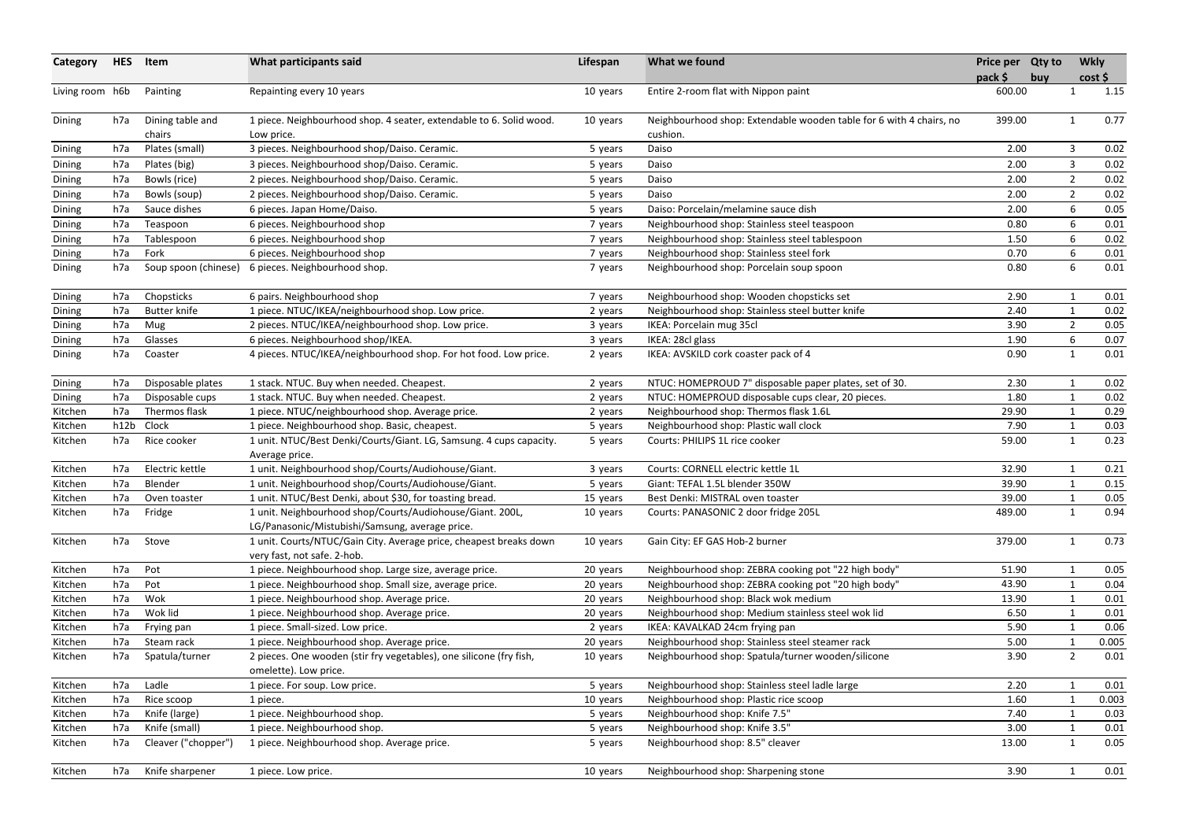| Category | HES | Item | What participants said | Lifespan | What we found | Price per pack $ | Qty to buy | Wkly cost $ |
|---|---|---|---|---|---|---|---|---|
| Living room | h6b | Painting | Repainting every 10 years | 10 years | Entire 2-room flat with Nippon paint | 600.00 | 1 | 1.15 |
| Dining | h7a | Dining table and chairs | 1 piece. Neighbourhood shop. 4 seater, extendable to 6. Solid wood. Low price. | 10 years | Neighbourhood shop: Extendable wooden table for 6 with 4 chairs, no cushion. | 399.00 | 1 | 0.77 |
| Dining | h7a | Plates (small) | 3 pieces. Neighbourhood shop/Daiso. Ceramic. | 5 years | Daiso | 2.00 | 3 | 0.02 |
| Dining | h7a | Plates (big) | 3 pieces. Neighbourhood shop/Daiso. Ceramic. | 5 years | Daiso | 2.00 | 3 | 0.02 |
| Dining | h7a | Bowls (rice) | 2 pieces. Neighbourhood shop/Daiso. Ceramic. | 5 years | Daiso | 2.00 | 2 | 0.02 |
| Dining | h7a | Bowls (soup) | 2 pieces. Neighbourhood shop/Daiso. Ceramic. | 5 years | Daiso | 2.00 | 2 | 0.02 |
| Dining | h7a | Sauce dishes | 6 pieces. Japan Home/Daiso. | 5 years | Daiso: Porcelain/melamine sauce dish | 2.00 | 6 | 0.05 |
| Dining | h7a | Teaspoon | 6 pieces. Neighbourhood shop | 7 years | Neighbourhood shop: Stainless steel teaspoon | 0.80 | 6 | 0.01 |
| Dining | h7a | Tablespoon | 6 pieces. Neighbourhood shop | 7 years | Neighbourhood shop: Stainless steel tablespoon | 1.50 | 6 | 0.02 |
| Dining | h7a | Fork | 6 pieces. Neighbourhood shop | 7 years | Neighbourhood shop: Stainless steel fork | 0.70 | 6 | 0.01 |
| Dining | h7a | Soup spoon (chinese) | 6 pieces. Neighbourhood shop. | 7 years | Neighbourhood shop: Porcelain soup spoon | 0.80 | 6 | 0.01 |
| Dining | h7a | Chopsticks | 6 pairs. Neighbourhood shop | 7 years | Neighbourhood shop: Wooden chopsticks set | 2.90 | 1 | 0.01 |
| Dining | h7a | Butter knife | 1 piece. NTUC/IKEA/neighbourhood shop. Low price. | 2 years | Neighbourhood shop: Stainless steel butter knife | 2.40 | 1 | 0.02 |
| Dining | h7a | Mug | 2 pieces. NTUC/IKEA/neighbourhood shop. Low price. | 3 years | IKEA: Porcelain mug 35cl | 3.90 | 2 | 0.05 |
| Dining | h7a | Glasses | 6 pieces. Neighbourhood shop/IKEA. | 3 years | IKEA: 28cl glass | 1.90 | 6 | 0.07 |
| Dining | h7a | Coaster | 4 pieces. NTUC/IKEA/neighbourhood shop. For hot food. Low price. | 2 years | IKEA: AVSKILD cork coaster pack of 4 | 0.90 | 1 | 0.01 |
| Dining | h7a | Disposable plates | 1 stack. NTUC. Buy when needed. Cheapest. | 2 years | NTUC: HOMEPROUD 7" disposable paper plates, set of 30. | 2.30 | 1 | 0.02 |
| Dining | h7a | Disposable cups | 1 stack. NTUC. Buy when needed. Cheapest. | 2 years | NTUC: HOMEPROUD disposable cups clear, 20 pieces. | 1.80 | 1 | 0.02 |
| Kitchen | h7a | Thermos flask | 1 piece. NTUC/neighbourhood shop. Average price. | 2 years | Neighbourhood shop: Thermos flask 1.6L | 29.90 | 1 | 0.29 |
| Kitchen | h12b | Clock | 1 piece. Neighbourhood shop. Basic, cheapest. | 5 years | Neighbourhood shop: Plastic wall clock | 7.90 | 1 | 0.03 |
| Kitchen | h7a | Rice cooker | 1 unit. NTUC/Best Denki/Courts/Giant. LG, Samsung. 4 cups capacity. Average price. | 5 years | Courts: PHILIPS 1L rice cooker | 59.00 | 1 | 0.23 |
| Kitchen | h7a | Electric kettle | 1 unit. Neighbourhood shop/Courts/Audiohouse/Giant. | 3 years | Courts: CORNELL electric kettle 1L | 32.90 | 1 | 0.21 |
| Kitchen | h7a | Blender | 1 unit. Neighbourhood shop/Courts/Audiohouse/Giant. | 5 years | Giant: TEFAL 1.5L blender 350W | 39.90 | 1 | 0.15 |
| Kitchen | h7a | Oven toaster | 1 unit. NTUC/Best Denki, about $30, for toasting bread. | 15 years | Best Denki: MISTRAL oven toaster | 39.00 | 1 | 0.05 |
| Kitchen | h7a | Fridge | 1 unit. Neighbourhood shop/Courts/Audiohouse/Giant. 200L, LG/Panasonic/Mistubishi/Samsung, average price. | 10 years | Courts: PANASONIC 2 door fridge 205L | 489.00 | 1 | 0.94 |
| Kitchen | h7a | Stove | 1 unit. Courts/NTUC/Gain City. Average price, cheapest breaks down very fast, not safe. 2-hob. | 10 years | Gain City: EF GAS Hob-2 burner | 379.00 | 1 | 0.73 |
| Kitchen | h7a | Pot | 1 piece. Neighbourhood shop. Large size, average price. | 20 years | Neighbourhood shop: ZEBRA cooking pot "22 high body" | 51.90 | 1 | 0.05 |
| Kitchen | h7a | Pot | 1 piece. Neighbourhood shop. Small size, average price. | 20 years | Neighbourhood shop: ZEBRA cooking pot "20 high body" | 43.90 | 1 | 0.04 |
| Kitchen | h7a | Wok | 1 piece. Neighbourhood shop. Average price. | 20 years | Neighbourhood shop: Black wok medium | 13.90 | 1 | 0.01 |
| Kitchen | h7a | Wok lid | 1 piece. Neighbourhood shop. Average price. | 20 years | Neighbourhood shop: Medium stainless steel wok lid | 6.50 | 1 | 0.01 |
| Kitchen | h7a | Frying pan | 1 piece. Small-sized. Low price. | 2 years | IKEA: KAVALKAD 24cm frying pan | 5.90 | 1 | 0.06 |
| Kitchen | h7a | Steam rack | 1 piece. Neighbourhood shop. Average price. | 20 years | Neighbourhood shop: Stainless steel steamer rack | 5.00 | 1 | 0.005 |
| Kitchen | h7a | Spatula/turner | 2 pieces. One wooden (stir fry vegetables), one silicone (fry fish, omelette). Low price. | 10 years | Neighbourhood shop: Spatula/turner wooden/silicone | 3.90 | 2 | 0.01 |
| Kitchen | h7a | Ladle | 1 piece. For soup. Low price. | 5 years | Neighbourhood shop: Stainless steel ladle large | 2.20 | 1 | 0.01 |
| Kitchen | h7a | Rice scoop | 1 piece. | 10 years | Neighbourhood shop: Plastic rice scoop | 1.60 | 1 | 0.003 |
| Kitchen | h7a | Knife (large) | 1 piece. Neighbourhood shop. | 5 years | Neighbourhood shop: Knife 7.5" | 7.40 | 1 | 0.03 |
| Kitchen | h7a | Knife (small) | 1 piece. Neighbourhood shop. | 5 years | Neighbourhood shop: Knife 3.5" | 3.00 | 1 | 0.01 |
| Kitchen | h7a | Cleaver ("chopper") | 1 piece. Neighbourhood shop. Average price. | 5 years | Neighbourhood shop: 8.5" cleaver | 13.00 | 1 | 0.05 |
| Kitchen | h7a | Knife sharpener | 1 piece. Low price. | 10 years | Neighbourhood shop: Sharpening stone | 3.90 | 1 | 0.01 |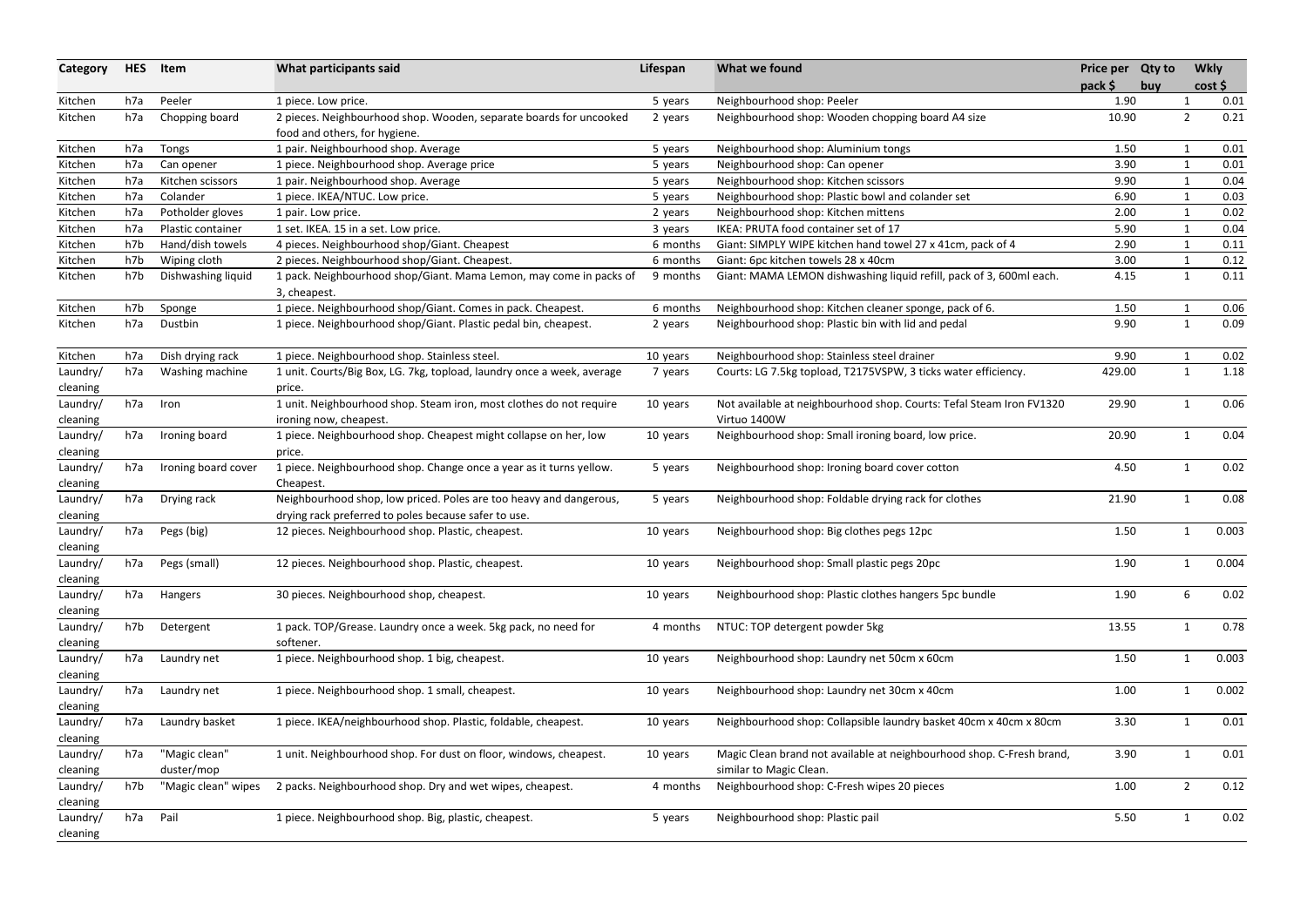| Category | HES | Item | What participants said | Lifespan | What we found | Price per pack $ | Qty to buy | Wkly cost $ |
|---|---|---|---|---|---|---|---|---|
| Kitchen | h7a | Peeler | 1 piece. Low price. | 5 years | Neighbourhood shop: Peeler | 1.90 | 1 | 0.01 |
| Kitchen | h7a | Chopping board | 2 pieces. Neighbourhood shop. Wooden, separate boards for uncooked food and others, for hygiene. | 2 years | Neighbourhood shop: Wooden chopping board A4 size | 10.90 | 2 | 0.21 |
| Kitchen | h7a | Tongs | 1 pair. Neighbourhood shop. Average | 5 years | Neighbourhood shop: Aluminium tongs | 1.50 | 1 | 0.01 |
| Kitchen | h7a | Can opener | 1 piece. Neighbourhood shop. Average price | 5 years | Neighbourhood shop: Can opener | 3.90 | 1 | 0.01 |
| Kitchen | h7a | Kitchen scissors | 1 pair. Neighbourhood shop. Average | 5 years | Neighbourhood shop: Kitchen scissors | 9.90 | 1 | 0.04 |
| Kitchen | h7a | Colander | 1 piece. IKEA/NTUC. Low price. | 5 years | Neighbourhood shop: Plastic bowl and colander set | 6.90 | 1 | 0.03 |
| Kitchen | h7a | Potholder gloves | 1 pair. Low price. | 2 years | Neighbourhood shop: Kitchen mittens | 2.00 | 1 | 0.02 |
| Kitchen | h7a | Plastic container | 1 set. IKEA. 15 in a set. Low price. | 3 years | IKEA: PRUTA food container set of 17 | 5.90 | 1 | 0.04 |
| Kitchen | h7b | Hand/dish towels | 4 pieces. Neighbourhood shop/Giant. Cheapest | 6 months | Giant: SIMPLY WIPE kitchen hand towel 27 x 41cm, pack of 4 | 2.90 | 1 | 0.11 |
| Kitchen | h7b | Wiping cloth | 2 pieces. Neighbourhood shop/Giant. Cheapest. | 6 months | Giant: 6pc kitchen towels 28 x 40cm | 3.00 | 1 | 0.12 |
| Kitchen | h7b | Dishwashing liquid | 1 pack. Neighbourhood shop/Giant. Mama Lemon, may come in packs of 3, cheapest. | 9 months | Giant: MAMA LEMON dishwashing liquid refill, pack of 3, 600ml each. | 4.15 | 1 | 0.11 |
| Kitchen | h7b | Sponge | 1 piece. Neighbourhood shop/Giant. Comes in pack. Cheapest. | 6 months | Neighbourhood shop: Kitchen cleaner sponge, pack of 6. | 1.50 | 1 | 0.06 |
| Kitchen | h7a | Dustbin | 1 piece. Neighbourhood shop/Giant. Plastic pedal bin, cheapest. | 2 years | Neighbourhood shop: Plastic bin with lid and pedal | 9.90 | 1 | 0.09 |
| Kitchen | h7a | Dish drying rack | 1 piece. Neighbourhood shop. Stainless steel. | 10 years | Neighbourhood shop: Stainless steel drainer | 9.90 | 1 | 0.02 |
| Laundry/ cleaning | h7a | Washing machine | 1 unit. Courts/Big Box, LG. 7kg, topload, laundry once a week, average price. | 7 years | Courts: LG 7.5kg topload, T2175VSPW, 3 ticks water efficiency. | 429.00 | 1 | 1.18 |
| Laundry/ cleaning | h7a | Iron | 1 unit. Neighbourhood shop. Steam iron, most clothes do not require ironing now, cheapest. | 10 years | Not available at neighbourhood shop. Courts: Tefal Steam Iron FV1320 Virtuo 1400W | 29.90 | 1 | 0.06 |
| Laundry/ cleaning | h7a | Ironing board | 1 piece. Neighbourhood shop. Cheapest might collapse on her, low price. | 10 years | Neighbourhood shop: Small ironing board, low price. | 20.90 | 1 | 0.04 |
| Laundry/ cleaning | h7a | Ironing board cover | 1 piece. Neighbourhood shop. Change once a year as it turns yellow. Cheapest. | 5 years | Neighbourhood shop: Ironing board cover cotton | 4.50 | 1 | 0.02 |
| Laundry/ cleaning | h7a | Drying rack | Neighbourhood shop, low priced. Poles are too heavy and dangerous, drying rack preferred to poles because safer to use. | 5 years | Neighbourhood shop: Foldable drying rack for clothes | 21.90 | 1 | 0.08 |
| Laundry/ cleaning | h7a | Pegs (big) | 12 pieces. Neighbourhood shop. Plastic, cheapest. | 10 years | Neighbourhood shop: Big clothes pegs 12pc | 1.50 | 1 | 0.003 |
| Laundry/ cleaning | h7a | Pegs (small) | 12 pieces. Neighbourhood shop. Plastic, cheapest. | 10 years | Neighbourhood shop: Small plastic pegs 20pc | 1.90 | 1 | 0.004 |
| Laundry/ cleaning | h7a | Hangers | 30 pieces. Neighbourhood shop, cheapest. | 10 years | Neighbourhood shop: Plastic clothes hangers 5pc bundle | 1.90 | 6 | 0.02 |
| Laundry/ cleaning | h7b | Detergent | 1 pack. TOP/Grease. Laundry once a week. 5kg pack, no need for softener. | 4 months | NTUC: TOP detergent powder 5kg | 13.55 | 1 | 0.78 |
| Laundry/ cleaning | h7a | Laundry net | 1 piece. Neighbourhood shop. 1 big, cheapest. | 10 years | Neighbourhood shop: Laundry net 50cm x 60cm | 1.50 | 1 | 0.003 |
| Laundry/ cleaning | h7a | Laundry net | 1 piece. Neighbourhood shop. 1 small, cheapest. | 10 years | Neighbourhood shop: Laundry net 30cm x 40cm | 1.00 | 1 | 0.002 |
| Laundry/ cleaning | h7a | Laundry basket | 1 piece. IKEA/neighbourhood shop. Plastic, foldable, cheapest. | 10 years | Neighbourhood shop: Collapsible laundry basket 40cm x 40cm x 80cm | 3.30 | 1 | 0.01 |
| Laundry/ cleaning | h7a | "Magic clean" duster/mop | 1 unit. Neighbourhood shop. For dust on floor, windows, cheapest. | 10 years | Magic Clean brand not available at neighbourhood shop. C-Fresh brand, similar to Magic Clean. | 3.90 | 1 | 0.01 |
| Laundry/ cleaning | h7b | "Magic clean" wipes | 2 packs. Neighbourhood shop. Dry and wet wipes, cheapest. | 4 months | Neighbourhood shop: C-Fresh wipes 20 pieces | 1.00 | 2 | 0.12 |
| Laundry/ cleaning | h7a | Pail | 1 piece. Neighbourhood shop. Big, plastic, cheapest. | 5 years | Neighbourhood shop: Plastic pail | 5.50 | 1 | 0.02 |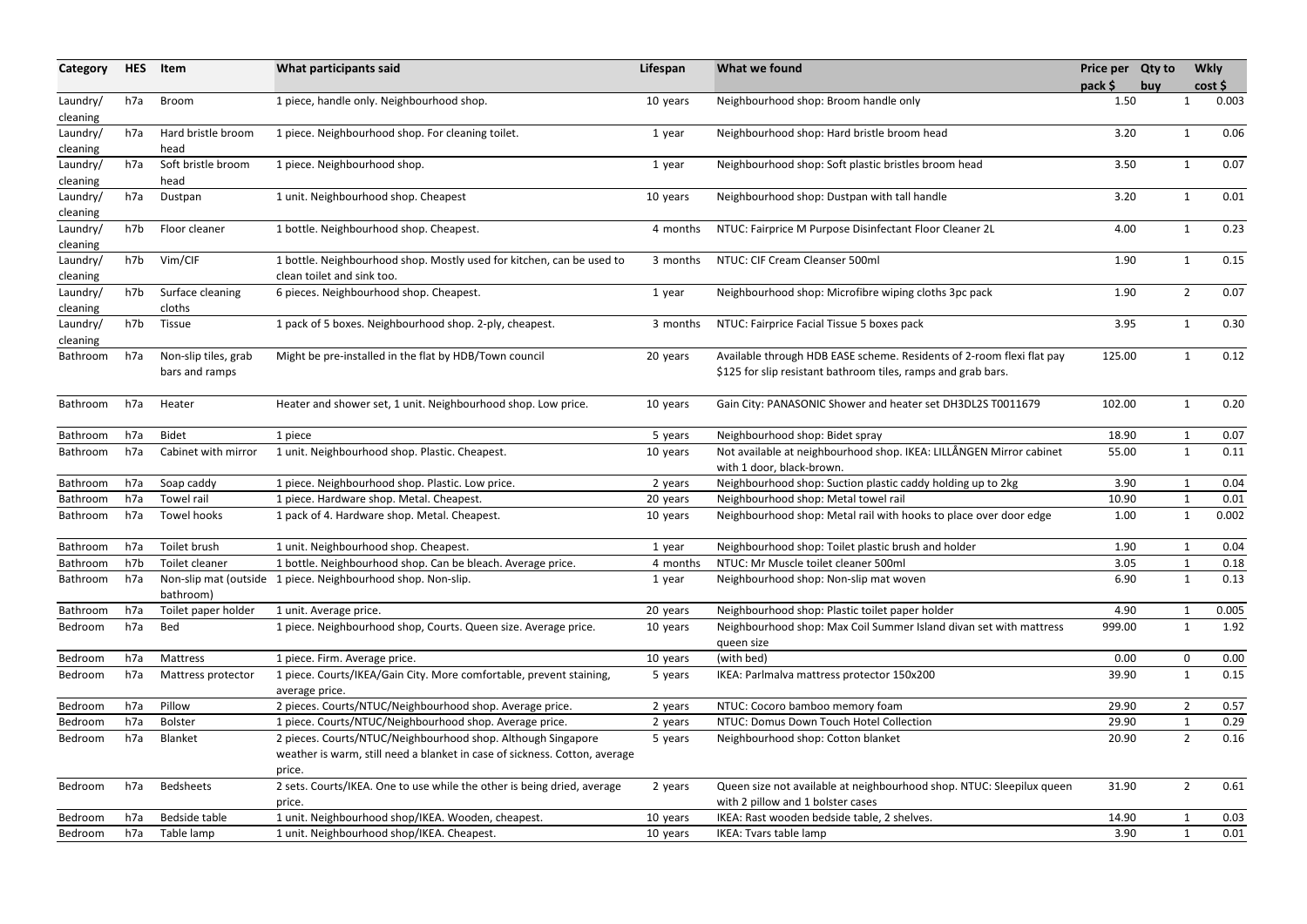| Category | HES | Item | What participants said | Lifespan | What we found | Price per pack $ | Qty to buy | Wkly cost $ |
|---|---|---|---|---|---|---|---|---|
| Laundry/ cleaning | h7a | Broom | 1 piece, handle only. Neighbourhood shop. | 10 years | Neighbourhood shop: Broom handle only | 1.50 | 1 | 0.003 |
| Laundry/ cleaning | h7a | Hard bristle broom head | 1 piece. Neighbourhood shop. For cleaning toilet. | 1 year | Neighbourhood shop: Hard bristle broom head | 3.20 | 1 | 0.06 |
| Laundry/ cleaning | h7a | Soft bristle broom head | 1 piece. Neighbourhood shop. | 1 year | Neighbourhood shop: Soft plastic bristles broom head | 3.50 | 1 | 0.07 |
| Laundry/ cleaning | h7a | Dustpan | 1 unit. Neighbourhood shop. Cheapest | 10 years | Neighbourhood shop: Dustpan with tall handle | 3.20 | 1 | 0.01 |
| Laundry/ cleaning | h7b | Floor cleaner | 1 bottle. Neighbourhood shop. Cheapest. | 4 months | NTUC: Fairprice M Purpose Disinfectant Floor Cleaner 2L | 4.00 | 1 | 0.23 |
| Laundry/ cleaning | h7b | Vim/CIF | 1 bottle. Neighbourhood shop. Mostly used for kitchen, can be used to clean toilet and sink too. | 3 months | NTUC: CIF Cream Cleanser 500ml | 1.90 | 1 | 0.15 |
| Laundry/ cleaning | h7b | Surface cleaning cloths | 6 pieces. Neighbourhood shop. Cheapest. | 1 year | Neighbourhood shop: Microfibre wiping cloths 3pc pack | 1.90 | 2 | 0.07 |
| Laundry/ cleaning | h7b | Tissue | 1 pack of 5 boxes. Neighbourhood shop. 2-ply, cheapest. | 3 months | NTUC: Fairprice Facial Tissue 5 boxes pack | 3.95 | 1 | 0.30 |
| Bathroom | h7a | Non-slip tiles, grab bars and ramps | Might be pre-installed in the flat by HDB/Town council | 20 years | Available through HDB EASE scheme. Residents of 2-room flexi flat pay $125 for slip resistant bathroom tiles, ramps and grab bars. | 125.00 | 1 | 0.12 |
| Bathroom | h7a | Heater | Heater and shower set, 1 unit. Neighbourhood shop. Low price. | 10 years | Gain City: PANASONIC Shower and heater set DH3DL2S T0011679 | 102.00 | 1 | 0.20 |
| Bathroom | h7a | Bidet | 1 piece | 5 years | Neighbourhood shop: Bidet spray | 18.90 | 1 | 0.07 |
| Bathroom | h7a | Cabinet with mirror | 1 unit. Neighbourhood shop. Plastic. Cheapest. | 10 years | Not available at neighbourhood shop. IKEA: LILLÅNGEN Mirror cabinet with 1 door, black-brown. | 55.00 | 1 | 0.11 |
| Bathroom | h7a | Soap caddy | 1 piece. Neighbourhood shop. Plastic. Low price. | 2 years | Neighbourhood shop: Suction plastic caddy holding up to 2kg | 3.90 | 1 | 0.04 |
| Bathroom | h7a | Towel rail | 1 piece. Hardware shop. Metal. Cheapest. | 20 years | Neighbourhood shop: Metal towel rail | 10.90 | 1 | 0.01 |
| Bathroom | h7a | Towel hooks | 1 pack of 4. Hardware shop. Metal. Cheapest. | 10 years | Neighbourhood shop: Metal rail with hooks to place over door edge | 1.00 | 1 | 0.002 |
| Bathroom | h7a | Toilet brush | 1 unit. Neighbourhood shop. Cheapest. | 1 year | Neighbourhood shop: Toilet plastic brush and holder | 1.90 | 1 | 0.04 |
| Bathroom | h7b | Toilet cleaner | 1 bottle. Neighbourhood shop. Can be bleach. Average price. | 4 months | NTUC: Mr Muscle toilet cleaner 500ml | 3.05 | 1 | 0.18 |
| Bathroom | h7a | Non-slip mat (outside bathroom) | 1 piece. Neighbourhood shop. Non-slip. | 1 year | Neighbourhood shop: Non-slip mat woven | 6.90 | 1 | 0.13 |
| Bathroom | h7a | Toilet paper holder | 1 unit. Average price. | 20 years | Neighbourhood shop: Plastic toilet paper holder | 4.90 | 1 | 0.005 |
| Bedroom | h7a | Bed | 1 piece. Neighbourhood shop, Courts. Queen size. Average price. | 10 years | Neighbourhood shop: Max Coil Summer Island divan set with mattress queen size | 999.00 | 1 | 1.92 |
| Bedroom | h7a | Mattress | 1 piece. Firm. Average price. | 10 years | (with bed) | 0.00 | 0 | 0.00 |
| Bedroom | h7a | Mattress protector | 1 piece. Courts/IKEA/Gain City. More comfortable, prevent staining, average price. | 5 years | IKEA: Parlmalva mattress protector 150x200 | 39.90 | 1 | 0.15 |
| Bedroom | h7a | Pillow | 2 pieces. Courts/NTUC/Neighbourhood shop. Average price. | 2 years | NTUC: Cocoro bamboo memory foam | 29.90 | 2 | 0.57 |
| Bedroom | h7a | Bolster | 1 piece. Courts/NTUC/Neighbourhood shop. Average price. | 2 years | NTUC: Domus Down Touch Hotel Collection | 29.90 | 1 | 0.29 |
| Bedroom | h7a | Blanket | 2 pieces. Courts/NTUC/Neighbourhood shop. Although Singapore weather is warm, still need a blanket in case of sickness. Cotton, average price. | 5 years | Neighbourhood shop: Cotton blanket | 20.90 | 2 | 0.16 |
| Bedroom | h7a | Bedsheets | 2 sets. Courts/IKEA. One to use while the other is being dried, average price. | 2 years | Queen size not available at neighbourhood shop. NTUC: Sleepilux queen with 2 pillow and 1 bolster cases | 31.90 | 2 | 0.61 |
| Bedroom | h7a | Bedside table | 1 unit. Neighbourhood shop/IKEA. Wooden, cheapest. | 10 years | IKEA: Rast wooden bedside table, 2 shelves. | 14.90 | 1 | 0.03 |
| Bedroom | h7a | Table lamp | 1 unit. Neighbourhood shop/IKEA. Cheapest. | 10 years | IKEA: Tvars table lamp | 3.90 | 1 | 0.01 |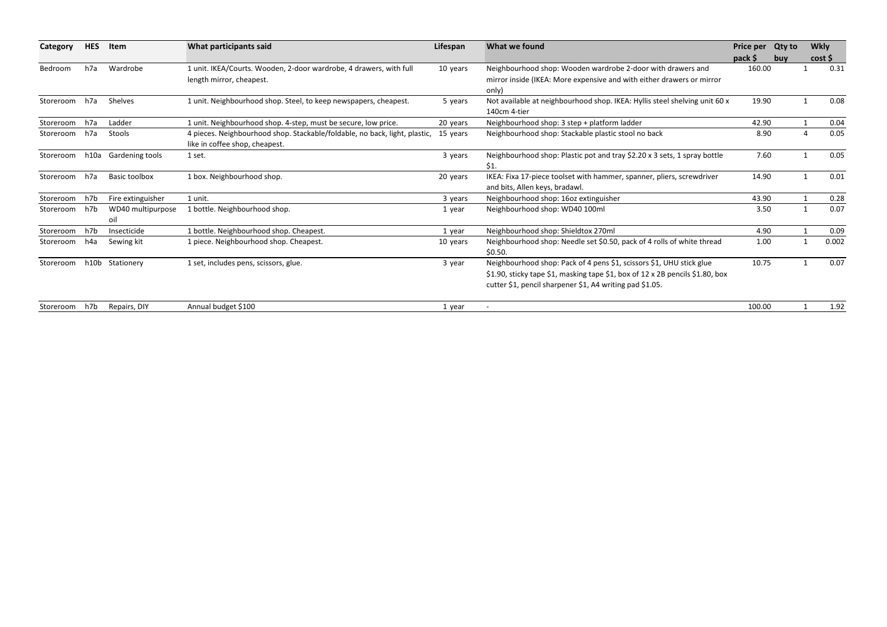| Category | HES | Item | What participants said | Lifespan | What we found | Price per pack $ | Qty to buy | Wkly cost $ |
|---|---|---|---|---|---|---|---|---|
| Bedroom | h7a | Wardrobe | 1 unit. IKEA/Courts. Wooden, 2-door wardrobe, 4 drawers, with full length mirror, cheapest. | 10 years | Neighbourhood shop: Wooden wardrobe 2-door with drawers and mirror inside (IKEA: More expensive and with either drawers or mirror only) | 160.00 | 1 | 0.31 |
| Storeroom | h7a | Shelves | 1 unit. Neighbourhood shop. Steel, to keep newspapers, cheapest. | 5 years | Not available at neighbourhood shop. IKEA: Hyllis steel shelving unit 60 x 140cm 4-tier | 19.90 | 1 | 0.08 |
| Storeroom | h7a | Ladder | 1 unit. Neighbourhood shop. 4-step, must be secure, low price. | 20 years | Neighbourhood shop: 3 step + platform ladder | 42.90 | 1 | 0.04 |
| Storeroom | h7a | Stools | 4 pieces. Neighbourhood shop. Stackable/foldable, no back, light, plastic, like in coffee shop, cheapest. | 15 years | Neighbourhood shop: Stackable plastic stool no back | 8.90 | 4 | 0.05 |
| Storeroom | h10a | Gardening tools | 1 set. | 3 years | Neighbourhood shop: Plastic pot and tray $2.20 x 3 sets, 1 spray bottle $1. | 7.60 | 1 | 0.05 |
| Storeroom | h7a | Basic toolbox | 1 box. Neighbourhood shop. | 20 years | IKEA: Fixa 17-piece toolset with hammer, spanner, pliers, screwdriver and bits, Allen keys, bradawl. | 14.90 | 1 | 0.01 |
| Storeroom | h7b | Fire extinguisher | 1 unit. | 3 years | Neighbourhood shop: 16oz extinguisher | 43.90 | 1 | 0.28 |
| Storeroom | h7b | WD40 multipurpose oil | 1 bottle. Neighbourhood shop. | 1 year | Neighbourhood shop: WD40 100ml | 3.50 | 1 | 0.07 |
| Storeroom | h7b | Insecticide | 1 bottle. Neighbourhood shop. Cheapest. | 1 year | Neighbourhood shop: Shieldtox 270ml | 4.90 | 1 | 0.09 |
| Storeroom | h4a | Sewing kit | 1 piece. Neighbourhood shop. Cheapest. | 10 years | Neighbourhood shop: Needle set $0.50, pack of 4 rolls of white thread $0.50. | 1.00 | 1 | 0.002 |
| Storeroom | h10b | Stationery | 1 set, includes pens, scissors, glue. | 3 year | Neighbourhood shop: Pack of 4 pens $1, scissors $1, UHU stick glue $1.90, sticky tape $1, masking tape $1, box of 12 x 2B pencils $1.80, box cutter $1, pencil sharpener $1, A4 writing pad $1.05. | 10.75 | 1 | 0.07 |
| Storeroom | h7b | Repairs, DIY | Annual budget $100 | 1 year | - | 100.00 | 1 | 1.92 |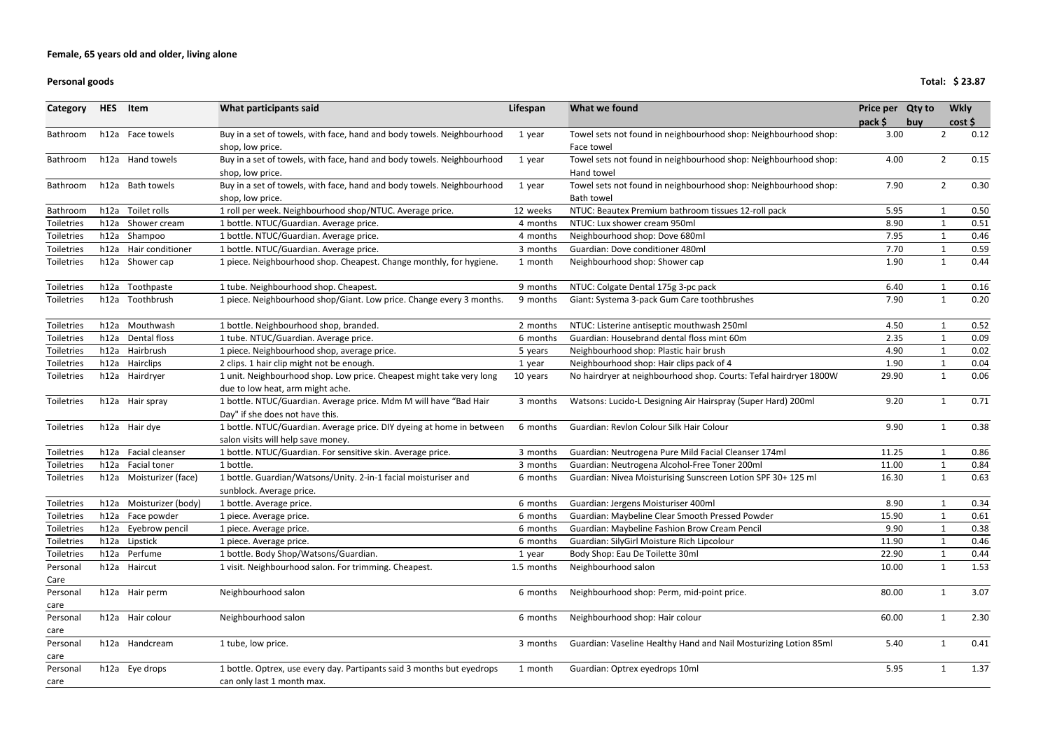**Female, 65 years old and older, living alone**

**Personal goods** **Total: $ 23.87**

| Category | HES | Item | What participants said | Lifespan | What we found | Price per pack $ | Qty to buy | Wkly cost $ |
|---|---|---|---|---|---|---|---|---|
| Bathroom | h12a | Face towels | Buy in a set of towels, with face, hand and body towels. Neighbourhood shop, low price. | 1 year | Towel sets not found in neighbourhood shop: Neighbourhood shop: Face towel | 3.00 | 2 | 0.12 |
| Bathroom | h12a | Hand towels | Buy in a set of towels, with face, hand and body towels. Neighbourhood shop, low price. | 1 year | Towel sets not found in neighbourhood shop: Neighbourhood shop: Hand towel | 4.00 | 2 | 0.15 |
| Bathroom | h12a | Bath towels | Buy in a set of towels, with face, hand and body towels. Neighbourhood shop, low price. | 1 year | Towel sets not found in neighbourhood shop: Neighbourhood shop: Bath towel | 7.90 | 2 | 0.30 |
| Bathroom | h12a | Toilet rolls | 1 roll per week. Neighbourhood shop/NTUC. Average price. | 12 weeks | NTUC: Beautex Premium bathroom tissues 12-roll pack | 5.95 | 1 | 0.50 |
| Toiletries | h12a | Shower cream | 1 bottle. NTUC/Guardian. Average price. | 4 months | NTUC: Lux shower cream 950ml | 8.90 | 1 | 0.51 |
| Toiletries | h12a | Shampoo | 1 bottle. NTUC/Guardian. Average price. | 4 months | Neighbourhood shop: Dove 680ml | 7.95 | 1 | 0.46 |
| Toiletries | h12a | Hair conditioner | 1 bottle. NTUC/Guardian. Average price. | 3 months | Guardian: Dove conditioner 480ml | 7.70 | 1 | 0.59 |
| Toiletries | h12a | Shower cap | 1 piece. Neighbourhood shop. Cheapest. Change monthly, for hygiene. | 1 month | Neighbourhood shop: Shower cap | 1.90 | 1 | 0.44 |
| Toiletries | h12a | Toothpaste | 1 tube. Neighbourhood shop. Cheapest. | 9 months | NTUC: Colgate Dental 175g 3-pc pack | 6.40 | 1 | 0.16 |
| Toiletries | h12a | Toothbrush | 1 piece. Neighbourhood shop/Giant. Low price. Change every 3 months. | 9 months | Giant: Systema 3-pack Gum Care toothbrushes | 7.90 | 1 | 0.20 |
| Toiletries | h12a | Mouthwash | 1 bottle. Neighbourhood shop, branded. | 2 months | NTUC: Listerine antiseptic mouthwash 250ml | 4.50 | 1 | 0.52 |
| Toiletries | h12a | Dental floss | 1 tube. NTUC/Guardian. Average price. | 6 months | Guardian: Housebrand dental floss mint 60m | 2.35 | 1 | 0.09 |
| Toiletries | h12a | Hairbrush | 1 piece. Neighbourhood shop, average price. | 5 years | Neighbourhood shop: Plastic hair brush | 4.90 | 1 | 0.02 |
| Toiletries | h12a | Hairclips | 2 clips. 1 hair clip might not be enough. | 1 year | Neighbourhood shop: Hair clips pack of 4 | 1.90 | 1 | 0.04 |
| Toiletries | h12a | Hairdryer | 1 unit. Neighbourhood shop. Low price. Cheapest might take very long due to low heat, arm might ache. | 10 years | No hairdryer at neighbourhood shop. Courts: Tefal hairdryer 1800W | 29.90 | 1 | 0.06 |
| Toiletries | h12a | Hair spray | 1 bottle. NTUC/Guardian. Average price. Mdm M will have "Bad Hair Day" if she does not have this. | 3 months | Watsons: Lucido-L Designing Air Hairspray (Super Hard) 200ml | 9.20 | 1 | 0.71 |
| Toiletries | h12a | Hair dye | 1 bottle. NTUC/Guardian. Average price. DIY dyeing at home in between salon visits will help save money. | 6 months | Guardian: Revlon Colour Silk Hair Colour | 9.90 | 1 | 0.38 |
| Toiletries | h12a | Facial cleanser | 1 bottle. NTUC/Guardian. For sensitive skin. Average price. | 3 months | Guardian: Neutrogena Pure Mild Facial Cleanser 174ml | 11.25 | 1 | 0.86 |
| Toiletries | h12a | Facial toner | 1 bottle. | 3 months | Guardian: Neutrogena Alcohol-Free Toner 200ml | 11.00 | 1 | 0.84 |
| Toiletries | h12a | Moisturizer (face) | 1 bottle. Guardian/Watsons/Unity. 2-in-1 facial moisturiser and sunblock. Average price. | 6 months | Guardian: Nivea Moisturising Sunscreen Lotion SPF 30+ 125 ml | 16.30 | 1 | 0.63 |
| Toiletries | h12a | Moisturizer (body) | 1 bottle. Average price. | 6 months | Guardian: Jergens Moisturiser 400ml | 8.90 | 1 | 0.34 |
| Toiletries | h12a | Face powder | 1 piece. Average price. | 6 months | Guardian: Maybeline Clear Smooth Pressed Powder | 15.90 | 1 | 0.61 |
| Toiletries | h12a | Eyebrow pencil | 1 piece. Average price. | 6 months | Guardian: Maybeline Fashion Brow Cream Pencil | 9.90 | 1 | 0.38 |
| Toiletries | h12a | Lipstick | 1 piece. Average price. | 6 months | Guardian: SilyGirl Moisture Rich Lipcolour | 11.90 | 1 | 0.46 |
| Toiletries | h12a | Perfume | 1 bottle. Body Shop/Watsons/Guardian. | 1 year | Body Shop: Eau De Toilette 30ml | 22.90 | 1 | 0.44 |
| Personal Care | h12a | Haircut | 1 visit. Neighbourhood salon. For trimming. Cheapest. | 1.5 months | Neighbourhood salon | 10.00 | 1 | 1.53 |
| Personal care | h12a | Hair perm | Neighbourhood salon | 6 months | Neighbourhood shop: Perm, mid-point price. | 80.00 | 1 | 3.07 |
| Personal care | h12a | Hair colour | Neighbourhood salon | 6 months | Neighbourhood shop: Hair colour | 60.00 | 1 | 2.30 |
| Personal care | h12a | Handcream | 1 tube, low price. | 3 months | Guardian: Vaseline Healthy Hand and Nail Mosturizing Lotion 85ml | 5.40 | 1 | 0.41 |
| Personal care | h12a | Eye drops | 1 bottle. Optrex, use every day. Partipants said 3 months but eyedrops can only last 1 month max. | 1 month | Guardian: Optrex eyedrops 10ml | 5.95 | 1 | 1.37 |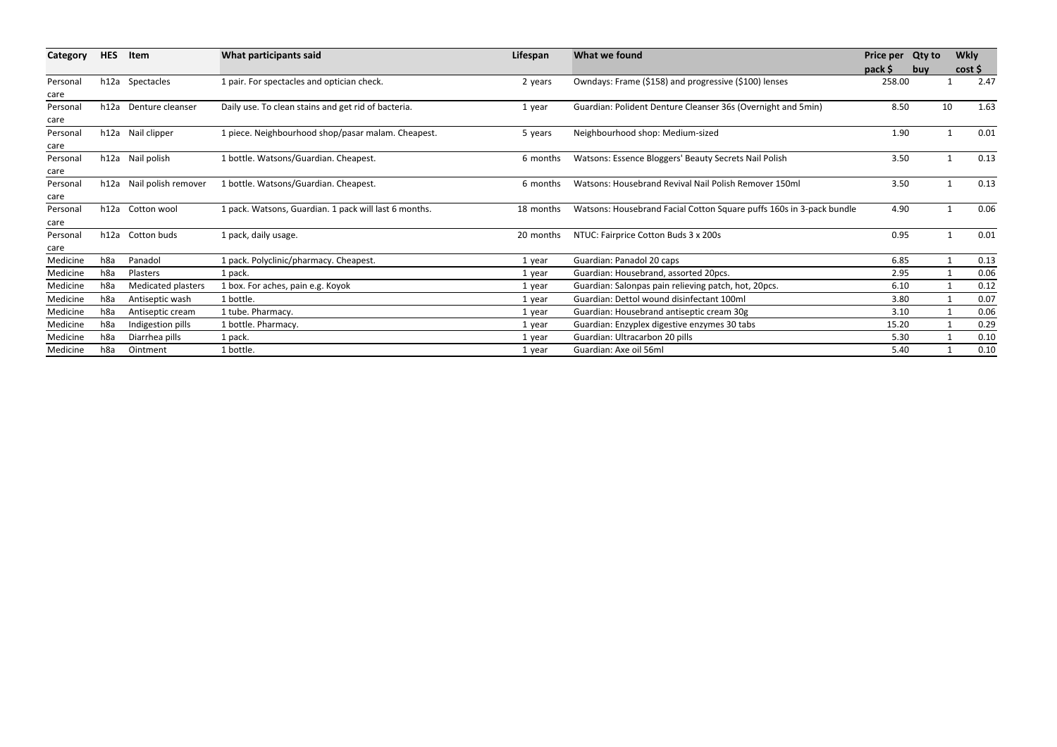| Category | HES | Item | What participants said | Lifespan | What we found | Price per pack $ | Qty to buy | Wkly cost $ |
|---|---|---|---|---|---|---|---|---|
| Personal care | h12a | Spectacles | 1 pair. For spectacles and optician check. | 2 years | Owndays: Frame ($158) and progressive ($100) lenses | 258.00 | 1 | 2.47 |
| Personal care | h12a | Denture cleanser | Daily use. To clean stains and get rid of bacteria. | 1 year | Guardian: Polident Denture Cleanser 36s (Overnight and 5min) | 8.50 | 10 | 1.63 |
| Personal care | h12a | Nail clipper | 1 piece. Neighbourhood shop/pasar malam. Cheapest. | 5 years | Neighbourhood shop: Medium-sized | 1.90 | 1 | 0.01 |
| Personal care | h12a | Nail polish | 1 bottle. Watsons/Guardian. Cheapest. | 6 months | Watsons: Essence Bloggers' Beauty Secrets Nail Polish | 3.50 | 1 | 0.13 |
| Personal care | h12a | Nail polish remover | 1 bottle. Watsons/Guardian. Cheapest. | 6 months | Watsons: Housebrand Revival Nail Polish Remover 150ml | 3.50 | 1 | 0.13 |
| Personal care | h12a | Cotton wool | 1 pack. Watsons, Guardian. 1 pack will last 6 months. | 18 months | Watsons: Housebrand Facial Cotton Square puffs 160s in 3-pack bundle | 4.90 | 1 | 0.06 |
| Personal care | h12a | Cotton buds | 1 pack, daily usage. | 20 months | NTUC: Fairprice Cotton Buds 3 x 200s | 0.95 | 1 | 0.01 |
| Medicine | h8a | Panadol | 1 pack. Polyclinic/pharmacy. Cheapest. | 1 year | Guardian: Panadol 20 caps | 6.85 | 1 | 0.13 |
| Medicine | h8a | Plasters | 1 pack. | 1 year | Guardian: Housebrand, assorted 20pcs. | 2.95 | 1 | 0.06 |
| Medicine | h8a | Medicated plasters | 1 box. For aches, pain e.g. Koyok | 1 year | Guardian: Salonpas pain relieving patch, hot, 20pcs. | 6.10 | 1 | 0.12 |
| Medicine | h8a | Antiseptic wash | 1 bottle. | 1 year | Guardian: Dettol wound disinfectant 100ml | 3.80 | 1 | 0.07 |
| Medicine | h8a | Antiseptic cream | 1 tube. Pharmacy. | 1 year | Guardian: Housebrand antiseptic cream 30g | 3.10 | 1 | 0.06 |
| Medicine | h8a | Indigestion pills | 1 bottle. Pharmacy. | 1 year | Guardian: Enzyplex digestive enzymes 30 tabs | 15.20 | 1 | 0.29 |
| Medicine | h8a | Diarrhea pills | 1 pack. | 1 year | Guardian: Ultracarbon 20 pills | 5.30 | 1 | 0.10 |
| Medicine | h8a | Ointment | 1 bottle. | 1 year | Guardian: Axe oil 56ml | 5.40 | 1 | 0.10 |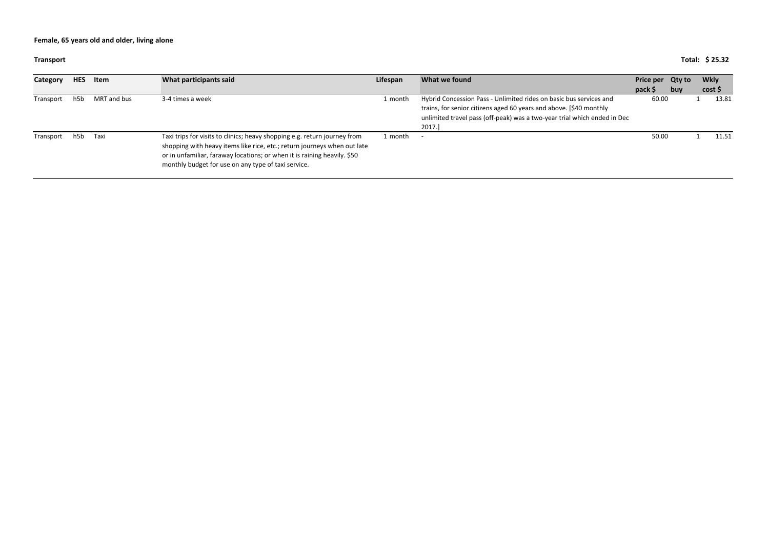**Female, 65 years old and older, living alone**

**Transport** **Total: $ 25.32**

| Category | HES | Item | What participants said | Lifespan | What we found | Price per pack $ | Qty to buy | Wkly cost $ |
|---|---|---|---|---|---|---|---|---|
| Transport | h5b | MRT and bus | 3-4 times a week | 1 month | Hybrid Concession Pass - Unlimited rides on basic bus services and trains, for senior citizens aged 60 years and above. [$40 monthly unlimited travel pass (off-peak) was a two-year trial which ended in Dec 2017.] | 60.00 | 1 | 13.81 |
| Transport | h5b | Taxi | Taxi trips for visits to clinics; heavy shopping e.g. return journey from shopping with heavy items like rice, etc.; return journeys when out late or in unfamiliar, faraway locations; or when it is raining heavily. $50 monthly budget for use on any type of taxi service. | 1 month | - | 50.00 | 1 | 11.51 |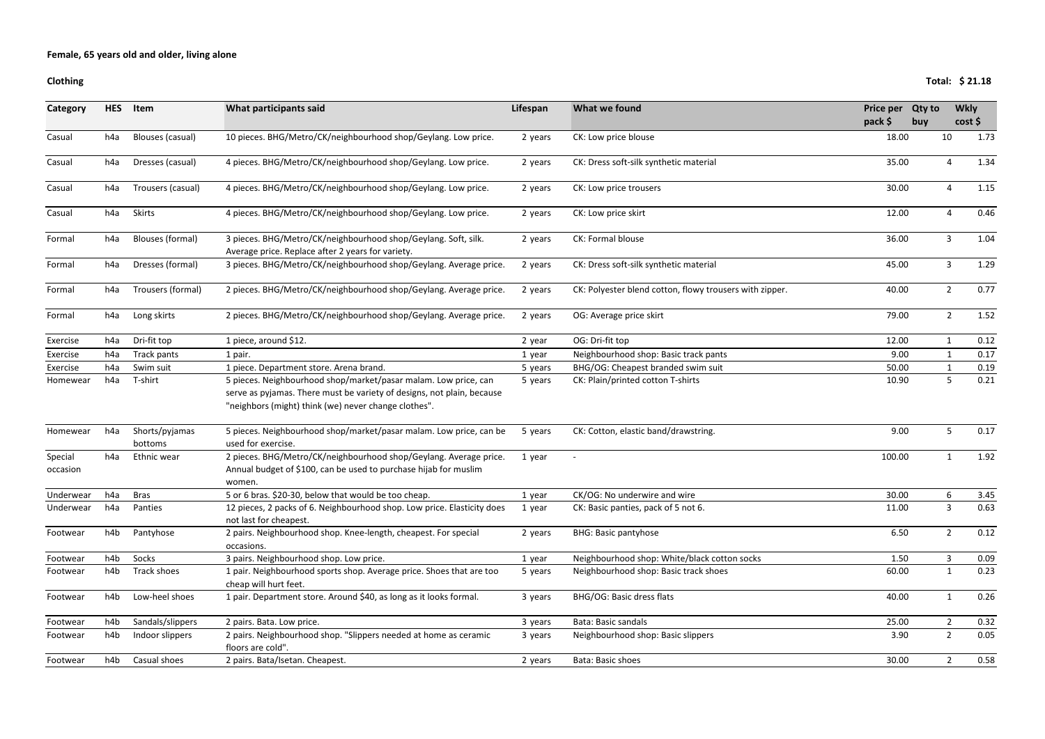**Female, 65 years old and older, living alone**

**Clothing** **Total: $ 21.18**

| Category | HES | Item | What participants said | Lifespan | What we found | Price per pack $ | Qty to buy | Wkly cost $ |
|---|---|---|---|---|---|---|---|---|
| Casual | h4a | Blouses (casual) | 10 pieces. BHG/Metro/CK/neighbourhood shop/Geylang. Low price. | 2 years | CK: Low price blouse | 18.00 | 10 | 1.73 |
| Casual | h4a | Dresses (casual) | 4 pieces. BHG/Metro/CK/neighbourhood shop/Geylang. Low price. | 2 years | CK: Dress soft-silk synthetic material | 35.00 | 4 | 1.34 |
| Casual | h4a | Trousers (casual) | 4 pieces. BHG/Metro/CK/neighbourhood shop/Geylang. Low price. | 2 years | CK: Low price trousers | 30.00 | 4 | 1.15 |
| Casual | h4a | Skirts | 4 pieces. BHG/Metro/CK/neighbourhood shop/Geylang. Low price. | 2 years | CK: Low price skirt | 12.00 | 4 | 0.46 |
| Formal | h4a | Blouses (formal) | 3 pieces. BHG/Metro/CK/neighbourhood shop/Geylang. Soft, silk. Average price. Replace after 2 years for variety. | 2 years | CK: Formal blouse | 36.00 | 3 | 1.04 |
| Formal | h4a | Dresses (formal) | 3 pieces. BHG/Metro/CK/neighbourhood shop/Geylang. Average price. | 2 years | CK: Dress soft-silk synthetic material | 45.00 | 3 | 1.29 |
| Formal | h4a | Trousers (formal) | 2 pieces. BHG/Metro/CK/neighbourhood shop/Geylang. Average price. | 2 years | CK: Polyester blend cotton, flowy trousers with zipper. | 40.00 | 2 | 0.77 |
| Formal | h4a | Long skirts | 2 pieces. BHG/Metro/CK/neighbourhood shop/Geylang. Average price. | 2 years | OG: Average price skirt | 79.00 | 2 | 1.52 |
| Exercise | h4a | Dri-fit top | 1 piece, around $12. | 2 year | OG: Dri-fit top | 12.00 | 1 | 0.12 |
| Exercise | h4a | Track pants | 1 pair. | 1 year | Neighbourhood shop: Basic track pants | 9.00 | 1 | 0.17 |
| Exercise | h4a | Swim suit | 1 piece. Department store. Arena brand. | 5 years | BHG/OG: Cheapest branded swim suit | 50.00 | 1 | 0.19 |
| Homewear | h4a | T-shirt | 5 pieces. Neighbourhood shop/market/pasar malam. Low price, can serve as pyjamas. There must be variety of designs, not plain, because "neighbors (might) think (we) never change clothes". | 5 years | CK: Plain/printed cotton T-shirts | 10.90 | 5 | 0.21 |
| Homewear | h4a | Shorts/pyjamas bottoms | 5 pieces. Neighbourhood shop/market/pasar malam. Low price, can be used for exercise. | 5 years | CK: Cotton, elastic band/drawstring. | 9.00 | 5 | 0.17 |
| Special occasion | h4a | Ethnic wear | 2 pieces. BHG/Metro/CK/neighbourhood shop/Geylang. Average price. Annual budget of $100, can be used to purchase hijab for muslim women. | 1 year | - | 100.00 | 1 | 1.92 |
| Underwear | h4a | Bras | 5 or 6 bras. $20-30, below that would be too cheap. | 1 year | CK/OG: No underwire and wire | 30.00 | 6 | 3.45 |
| Underwear | h4a | Panties | 12 pieces, 2 packs of 6. Neighbourhood shop. Low price. Elasticity does not last for cheapest. | 1 year | CK: Basic panties, pack of 5 not 6. | 11.00 | 3 | 0.63 |
| Footwear | h4b | Pantyhose | 2 pairs. Neighbourhood shop. Knee-length, cheapest. For special occasions. | 2 years | BHG: Basic pantyhose | 6.50 | 2 | 0.12 |
| Footwear | h4b | Socks | 3 pairs. Neighbourhood shop. Low price. | 1 year | Neighbourhood shop: White/black cotton socks | 1.50 | 3 | 0.09 |
| Footwear | h4b | Track shoes | 1 pair. Neighbourhood sports shop. Average price. Shoes that are too cheap will hurt feet. | 5 years | Neighbourhood shop: Basic track shoes | 60.00 | 1 | 0.23 |
| Footwear | h4b | Low-heel shoes | 1 pair. Department store. Around $40, as long as it looks formal. | 3 years | BHG/OG: Basic dress flats | 40.00 | 1 | 0.26 |
| Footwear | h4b | Sandals/slippers | 2 pairs. Bata. Low price. | 3 years | Bata: Basic sandals | 25.00 | 2 | 0.32 |
| Footwear | h4b | Indoor slippers | 2 pairs. Neighbourhood shop. "Slippers needed at home as ceramic floors are cold". | 3 years | Neighbourhood shop: Basic slippers | 3.90 | 2 | 0.05 |
| Footwear | h4b | Casual shoes | 2 pairs. Bata/Isetan. Cheapest. | 2 years | Bata: Basic shoes | 30.00 | 2 | 0.58 |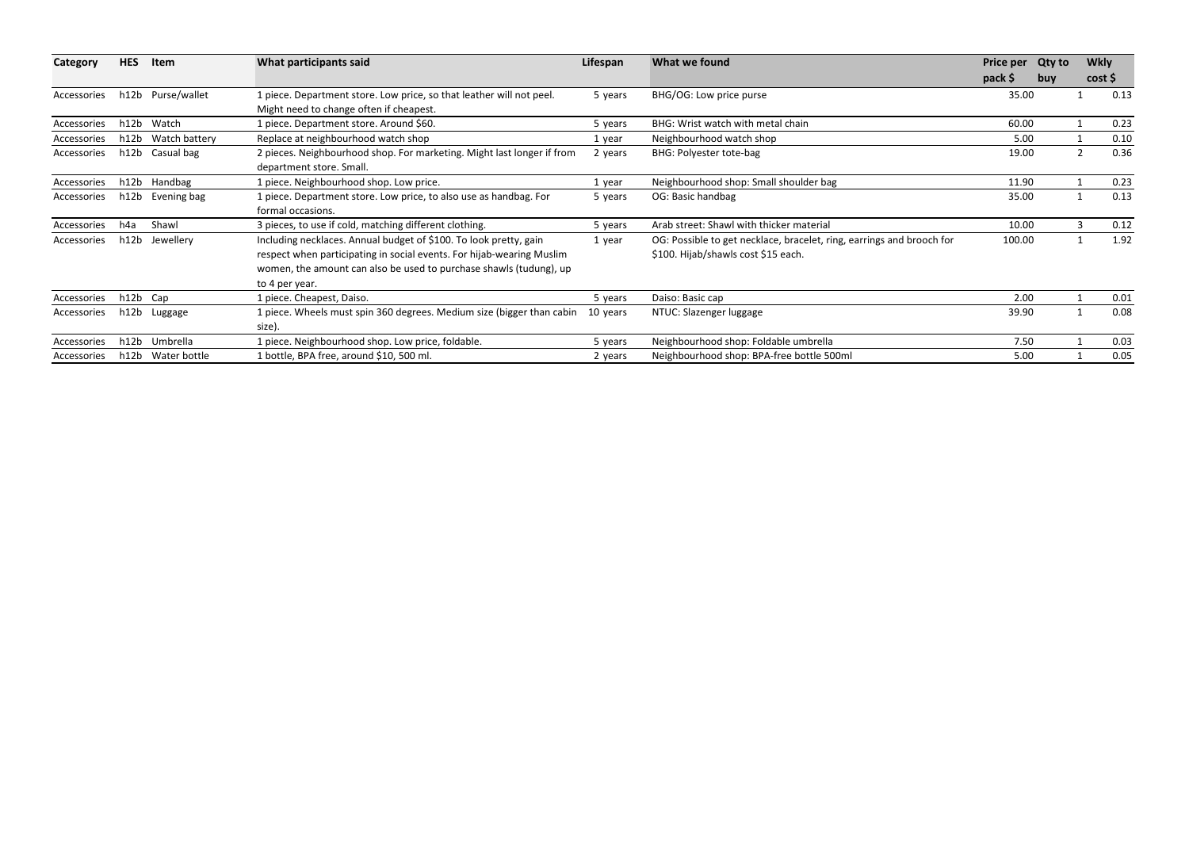| Category | HES | Item | What participants said | Lifespan | What we found | Price per pack $ | Qty to buy | Wkly cost $ |
|---|---|---|---|---|---|---|---|---|
| Accessories | h12b | Purse/wallet | 1 piece. Department store. Low price, so that leather will not peel. Might need to change often if cheapest. | 5 years | BHG/OG: Low price purse | 35.00 | 1 | 0.13 |
| Accessories | h12b | Watch | 1 piece. Department store. Around $60. | 5 years | BHG: Wrist watch with metal chain | 60.00 | 1 | 0.23 |
| Accessories | h12b | Watch battery | Replace at neighbourhood watch shop | 1 year | Neighbourhood watch shop | 5.00 | 1 | 0.10 |
| Accessories | h12b | Casual bag | 2 pieces. Neighbourhood shop. For marketing. Might last longer if from department store. Small. | 2 years | BHG: Polyester tote-bag | 19.00 | 2 | 0.36 |
| Accessories | h12b | Handbag | 1 piece. Neighbourhood shop. Low price. | 1 year | Neighbourhood shop: Small shoulder bag | 11.90 | 1 | 0.23 |
| Accessories | h12b | Evening bag | 1 piece. Department store. Low price, to also use as handbag. For formal occasions. | 5 years | OG: Basic handbag | 35.00 | 1 | 0.13 |
| Accessories | h4a | Shawl | 3 pieces, to use if cold, matching different clothing. | 5 years | Arab street: Shawl with thicker material | 10.00 | 3 | 0.12 |
| Accessories | h12b | Jewellery | Including necklaces. Annual budget of $100. To look pretty, gain respect when participating in social events. For hijab-wearing Muslim women, the amount can also be used to purchase shawls (tudung), up to 4 per year. | 1 year | OG: Possible to get necklace, bracelet, ring, earrings and brooch for $100. Hijab/shawls cost $15 each. | 100.00 | 1 | 1.92 |
| Accessories | h12b | Cap | 1 piece. Cheapest, Daiso. | 5 years | Daiso: Basic cap | 2.00 | 1 | 0.01 |
| Accessories | h12b | Luggage | 1 piece. Wheels must spin 360 degrees. Medium size (bigger than cabin size). | 10 years | NTUC: Slazenger luggage | 39.90 | 1 | 0.08 |
| Accessories | h12b | Umbrella | 1 piece. Neighbourhood shop. Low price, foldable. | 5 years | Neighbourhood shop: Foldable umbrella | 7.50 | 1 | 0.03 |
| Accessories | h12b | Water bottle | 1 bottle, BPA free, around $10, 500 ml. | 2 years | Neighbourhood shop: BPA-free bottle 500ml | 5.00 | 1 | 0.05 |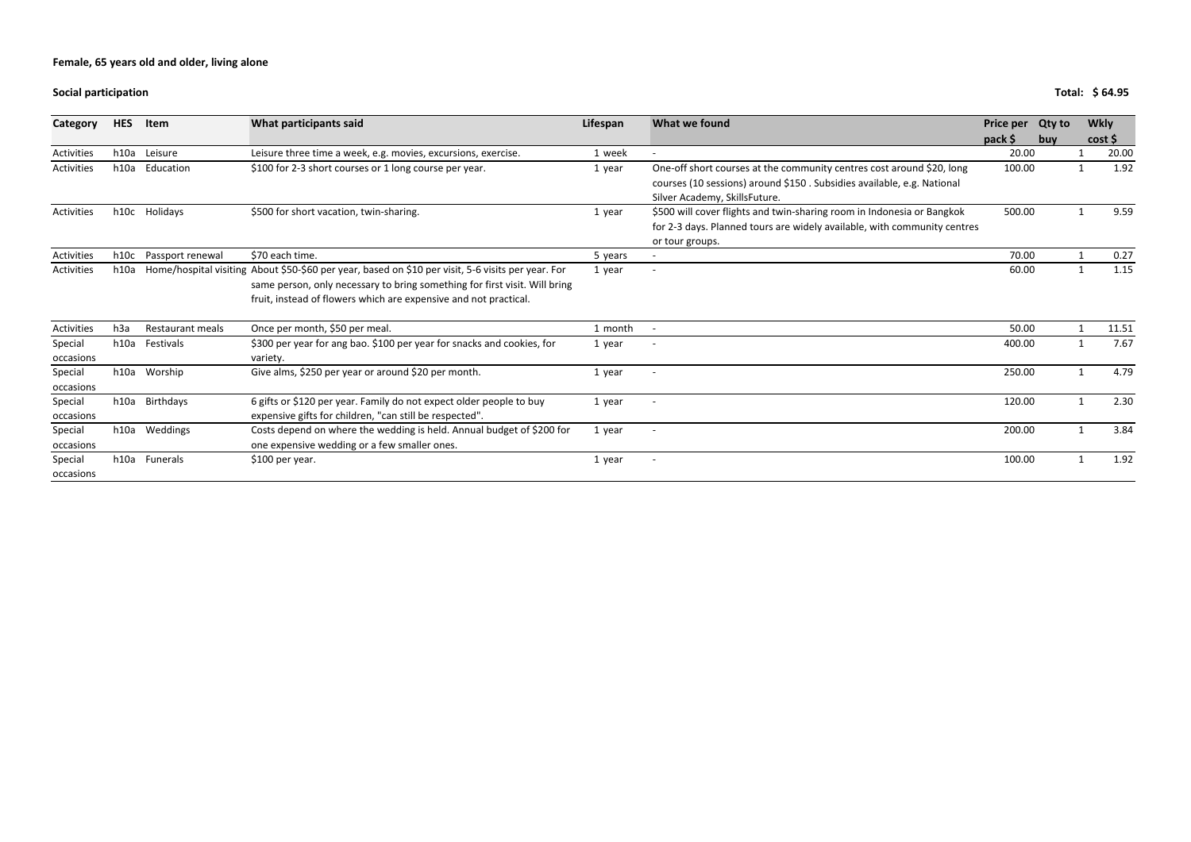**Female, 65 years old and older, living alone**

**Social participation** **Total: $ 64.95**

| Category | HES | Item | What participants said | Lifespan | What we found | Price per pack $ | Qty to buy | Wkly cost $ |
|---|---|---|---|---|---|---|---|---|
| Activities | h10a | Leisure | Leisure three time a week, e.g. movies, excursions, exercise. | 1 week | - | 20.00 | 1 | 20.00 |
| Activities | h10a | Education | $100 for 2-3 short courses or 1 long course per year. | 1 year | One-off short courses at the community centres cost around $20, long courses (10 sessions) around $150 . Subsidies available, e.g. National Silver Academy, SkillsFuture. | 100.00 | 1 | 1.92 |
| Activities | h10c | Holidays | $500 for short vacation, twin-sharing. | 1 year | $500 will cover flights and twin-sharing room in Indonesia or Bangkok for 2-3 days. Planned tours are widely available, with community centres or tour groups. | 500.00 | 1 | 9.59 |
| Activities | h10c | Passport renewal | $70 each time. | 5 years | - | 70.00 | 1 | 0.27 |
| Activities | h10a | Home/hospital visiting | About $50-$60 per year, based on $10 per visit, 5-6 visits per year. For same person, only necessary to bring something for first visit. Will bring fruit, instead of flowers which are expensive and not practical. | 1 year | - | 60.00 | 1 | 1.15 |
| Activities | h3a | Restaurant meals | Once per month, $50 per meal. | 1 month | - | 50.00 | 1 | 11.51 |
| Special occasions | h10a | Festivals | $300 per year for ang bao. $100 per year for snacks and cookies, for variety. | 1 year | - | 400.00 | 1 | 7.67 |
| Special occasions | h10a | Worship | Give alms, $250 per year or around $20 per month. | 1 year | - | 250.00 | 1 | 4.79 |
| Special occasions | h10a | Birthdays | 6 gifts or $120 per year. Family do not expect older people to buy expensive gifts for children, "can still be respected". | 1 year | - | 120.00 | 1 | 2.30 |
| Special occasions | h10a | Weddings | Costs depend on where the wedding is held. Annual budget of $200 for one expensive wedding or a few smaller ones. | 1 year | - | 200.00 | 1 | 3.84 |
| Special occasions | h10a | Funerals | $100 per year. | 1 year | - | 100.00 | 1 | 1.92 |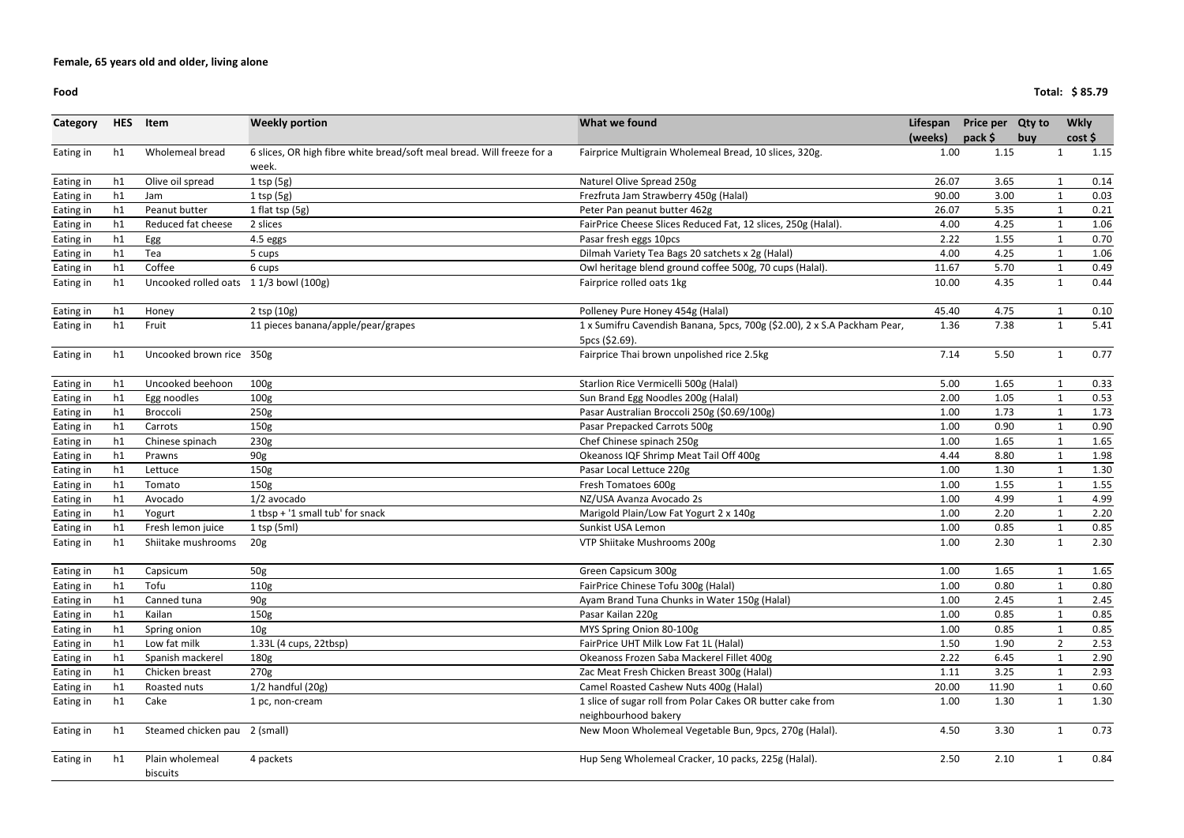**Female, 65 years old and older, living alone**

**Food** **Total: $ 85.79**

| Category | HES | Item | Weekly portion | What we found | Lifespan (weeks) | Price per pack $ | Qty to buy | Wkly cost $ |
|---|---|---|---|---|---|---|---|---|
| Eating in | h1 | Wholemeal bread | 6 slices, OR high fibre white bread/soft meal bread. Will freeze for a week. | Fairprice Multigrain Wholemeal Bread, 10 slices, 320g. | 1.00 | 1.15 | 1 | 1.15 |
| Eating in | h1 | Olive oil spread | 1 tsp (5g) | Naturel Olive Spread 250g | 26.07 | 3.65 | 1 | 0.14 |
| Eating in | h1 | Jam | 1 tsp (5g) | Frezfruta Jam Strawberry 450g (Halal) | 90.00 | 3.00 | 1 | 0.03 |
| Eating in | h1 | Peanut butter | 1 flat tsp (5g) | Peter Pan peanut butter 462g | 26.07 | 5.35 | 1 | 0.21 |
| Eating in | h1 | Reduced fat cheese | 2 slices | FairPrice Cheese Slices Reduced Fat, 12 slices, 250g (Halal). | 4.00 | 4.25 | 1 | 1.06 |
| Eating in | h1 | Egg | 4.5 eggs | Pasar fresh eggs 10pcs | 2.22 | 1.55 | 1 | 0.70 |
| Eating in | h1 | Tea | 5 cups | Dilmah Variety Tea Bags 20 satchets x 2g (Halal) | 4.00 | 4.25 | 1 | 1.06 |
| Eating in | h1 | Coffee | 6 cups | Owl heritage blend ground coffee 500g, 70 cups (Halal). | 11.67 | 5.70 | 1 | 0.49 |
| Eating in | h1 | Uncooked rolled oats | 1 1/3 bowl (100g) | Fairprice rolled oats 1kg | 10.00 | 4.35 | 1 | 0.44 |
| Eating in | h1 | Honey | 2 tsp (10g) | Polleney Pure Honey 454g (Halal) | 45.40 | 4.75 | 1 | 0.10 |
| Eating in | h1 | Fruit | 11 pieces banana/apple/pear/grapes | 1 x Sumifru Cavendish Banana, 5pcs, 700g ($2.00), 2 x S.A Packham Pear, 5pcs ($2.69). | 1.36 | 7.38 | 1 | 5.41 |
| Eating in | h1 | Uncooked brown rice | 350g | Fairprice Thai brown unpolished rice 2.5kg | 7.14 | 5.50 | 1 | 0.77 |
| Eating in | h1 | Uncooked beehoon | 100g | Starlion Rice Vermicelli 500g (Halal) | 5.00 | 1.65 | 1 | 0.33 |
| Eating in | h1 | Egg noodles | 100g | Sun Brand Egg Noodles 200g (Halal) | 2.00 | 1.05 | 1 | 0.53 |
| Eating in | h1 | Broccoli | 250g | Pasar Australian Broccoli 250g ($0.69/100g) | 1.00 | 1.73 | 1 | 1.73 |
| Eating in | h1 | Carrots | 150g | Pasar Prepacked Carrots 500g | 1.00 | 0.90 | 1 | 0.90 |
| Eating in | h1 | Chinese spinach | 230g | Chef Chinese spinach 250g | 1.00 | 1.65 | 1 | 1.65 |
| Eating in | h1 | Prawns | 90g | Okeanoss IQF Shrimp Meat Tail Off 400g | 4.44 | 8.80 | 1 | 1.98 |
| Eating in | h1 | Lettuce | 150g | Pasar Local Lettuce 220g | 1.00 | 1.30 | 1 | 1.30 |
| Eating in | h1 | Tomato | 150g | Fresh Tomatoes 600g | 1.00 | 1.55 | 1 | 1.55 |
| Eating in | h1 | Avocado | 1/2 avocado | NZ/USA Avanza Avocado 2s | 1.00 | 4.99 | 1 | 4.99 |
| Eating in | h1 | Yogurt | 1 tbsp + '1 small tub' for snack | Marigold Plain/Low Fat Yogurt 2 x 140g | 1.00 | 2.20 | 1 | 2.20 |
| Eating in | h1 | Fresh lemon juice | 1 tsp (5ml) | Sunkist USA Lemon | 1.00 | 0.85 | 1 | 0.85 |
| Eating in | h1 | Shiitake mushrooms | 20g | VTP Shiitake Mushrooms 200g | 1.00 | 2.30 | 1 | 2.30 |
| Eating in | h1 | Capsicum | 50g | Green Capsicum 300g | 1.00 | 1.65 | 1 | 1.65 |
| Eating in | h1 | Tofu | 110g | FairPrice Chinese Tofu 300g (Halal) | 1.00 | 0.80 | 1 | 0.80 |
| Eating in | h1 | Canned tuna | 90g | Ayam Brand Tuna Chunks in Water 150g (Halal) | 1.00 | 2.45 | 1 | 2.45 |
| Eating in | h1 | Kailan | 150g | Pasar Kailan 220g | 1.00 | 0.85 | 1 | 0.85 |
| Eating in | h1 | Spring onion | 10g | MYS Spring Onion 80-100g | 1.00 | 0.85 | 1 | 0.85 |
| Eating in | h1 | Low fat milk | 1.33L (4 cups, 22tbsp) | FairPrice UHT Milk Low Fat 1L (Halal) | 1.50 | 1.90 | 2 | 2.53 |
| Eating in | h1 | Spanish mackerel | 180g | Okeanoss Frozen Saba Mackerel Fillet 400g | 2.22 | 6.45 | 1 | 2.90 |
| Eating in | h1 | Chicken breast | 270g | Zac Meat Fresh Chicken Breast 300g (Halal) | 1.11 | 3.25 | 1 | 2.93 |
| Eating in | h1 | Roasted nuts | 1/2 handful (20g) | Camel Roasted Cashew Nuts 400g (Halal) | 20.00 | 11.90 | 1 | 0.60 |
| Eating in | h1 | Cake | 1 pc, non-cream | 1 slice of sugar roll from Polar Cakes OR butter cake from neighbourhood bakery | 1.00 | 1.30 | 1 | 1.30 |
| Eating in | h1 | Steamed chicken pau | 2 (small) | New Moon Wholemeal Vegetable Bun, 9pcs, 270g (Halal). | 4.50 | 3.30 | 1 | 0.73 |
| Eating in | h1 | Plain wholemeal biscuits | 4 packets | Hup Seng Wholemeal Cracker, 10 packs, 225g (Halal). | 2.50 | 2.10 | 1 | 0.84 |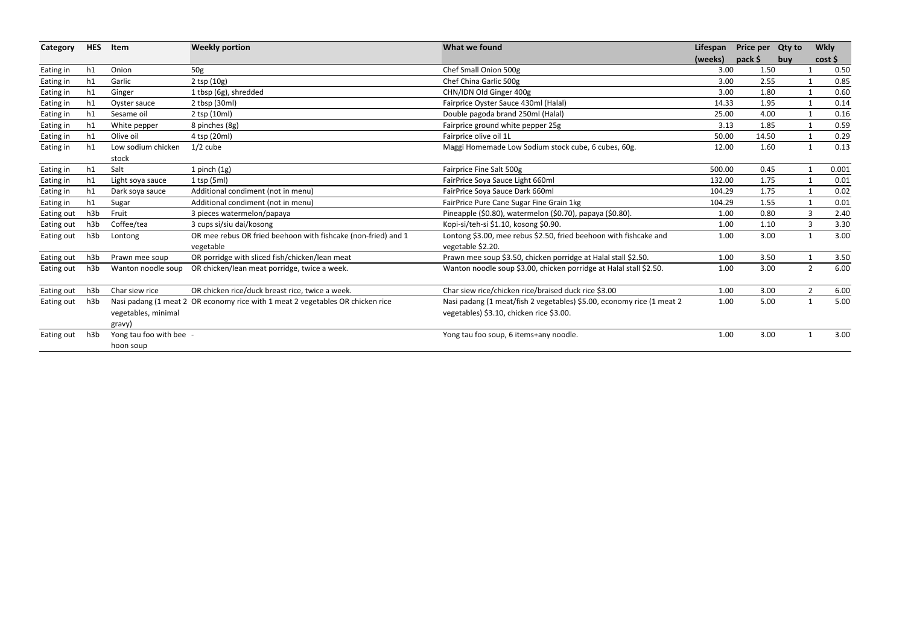| Category | HES | Item | Weekly portion | What we found | Lifespan (weeks) | Price per pack $ | Qty to buy | Wkly cost $ |
|---|---|---|---|---|---|---|---|---|
| Eating in | h1 | Onion | 50g | Chef Small Onion 500g | 3.00 | 1.50 | 1 | 0.50 |
| Eating in | h1 | Garlic | 2 tsp (10g) | Chef China Garlic 500g | 3.00 | 2.55 | 1 | 0.85 |
| Eating in | h1 | Ginger | 1 tbsp (6g), shredded | CHN/IDN Old Ginger 400g | 3.00 | 1.80 | 1 | 0.60 |
| Eating in | h1 | Oyster sauce | 2 tbsp (30ml) | Fairprice Oyster Sauce 430ml (Halal) | 14.33 | 1.95 | 1 | 0.14 |
| Eating in | h1 | Sesame oil | 2 tsp (10ml) | Double pagoda brand 250ml (Halal) | 25.00 | 4.00 | 1 | 0.16 |
| Eating in | h1 | White pepper | 8 pinches (8g) | Fairprice ground white pepper 25g | 3.13 | 1.85 | 1 | 0.59 |
| Eating in | h1 | Olive oil | 4 tsp (20ml) | Fairprice olive oil 1L | 50.00 | 14.50 | 1 | 0.29 |
| Eating in | h1 | Low sodium chicken stock | 1/2 cube | Maggi Homemade Low Sodium stock cube, 6 cubes, 60g. | 12.00 | 1.60 | 1 | 0.13 |
| Eating in | h1 | Salt | 1 pinch (1g) | Fairprice Fine Salt 500g | 500.00 | 0.45 | 1 | 0.001 |
| Eating in | h1 | Light soya sauce | 1 tsp (5ml) | FairPrice Soya Sauce Light 660ml | 132.00 | 1.75 | 1 | 0.01 |
| Eating in | h1 | Dark soya sauce | Additional condiment (not in menu) | FairPrice Soya Sauce Dark 660ml | 104.29 | 1.75 | 1 | 0.02 |
| Eating in | h1 | Sugar | Additional condiment (not in menu) | FairPrice Pure Cane Sugar Fine Grain 1kg | 104.29 | 1.55 | 1 | 0.01 |
| Eating out | h3b | Fruit | 3 pieces watermelon/papaya | Pineapple ($0.80), watermelon ($0.70), papaya ($0.80). | 1.00 | 0.80 | 3 | 2.40 |
| Eating out | h3b | Coffee/tea | 3 cups si/siu dai/kosong | Kopi-si/teh-si $1.10, kosong $0.90. | 1.00 | 1.10 | 3 | 3.30 |
| Eating out | h3b | Lontong | OR mee rebus OR fried beehoon with fishcake (non-fried) and 1 vegetable | Lontong $3.00, mee rebus $2.50, fried beehoon with fishcake and vegetable $2.20. | 1.00 | 3.00 | 1 | 3.00 |
| Eating out | h3b | Prawn mee soup | OR porridge with sliced fish/chicken/lean meat | Prawn mee soup $3.50, chicken porridge at Halal stall $2.50. | 1.00 | 3.50 | 1 | 3.50 |
| Eating out | h3b | Wanton noodle soup | OR chicken/lean meat porridge, twice a week. | Wanton noodle soup $3.00, chicken porridge at Halal stall $2.50. | 1.00 | 3.00 | 2 | 6.00 |
| Eating out | h3b | Char siew rice | OR chicken rice/duck breast rice, twice a week. | Char siew rice/chicken rice/braised duck rice $3.00 | 1.00 | 3.00 | 2 | 6.00 |
| Eating out | h3b | Nasi padang (1 meat 2 vegetables, minimal gravy) | OR economy rice with 1 meat 2 vegetables OR chicken rice | Nasi padang (1 meat/fish 2 vegetables) $5.00, economy rice (1 meat 2 vegetables) $3.10, chicken rice $3.00. | 1.00 | 5.00 | 1 | 5.00 |
| Eating out | h3b | Yong tau foo with bee hoon soup | - | Yong tau foo soup, 6 items+any noodle. | 1.00 | 3.00 | 1 | 3.00 |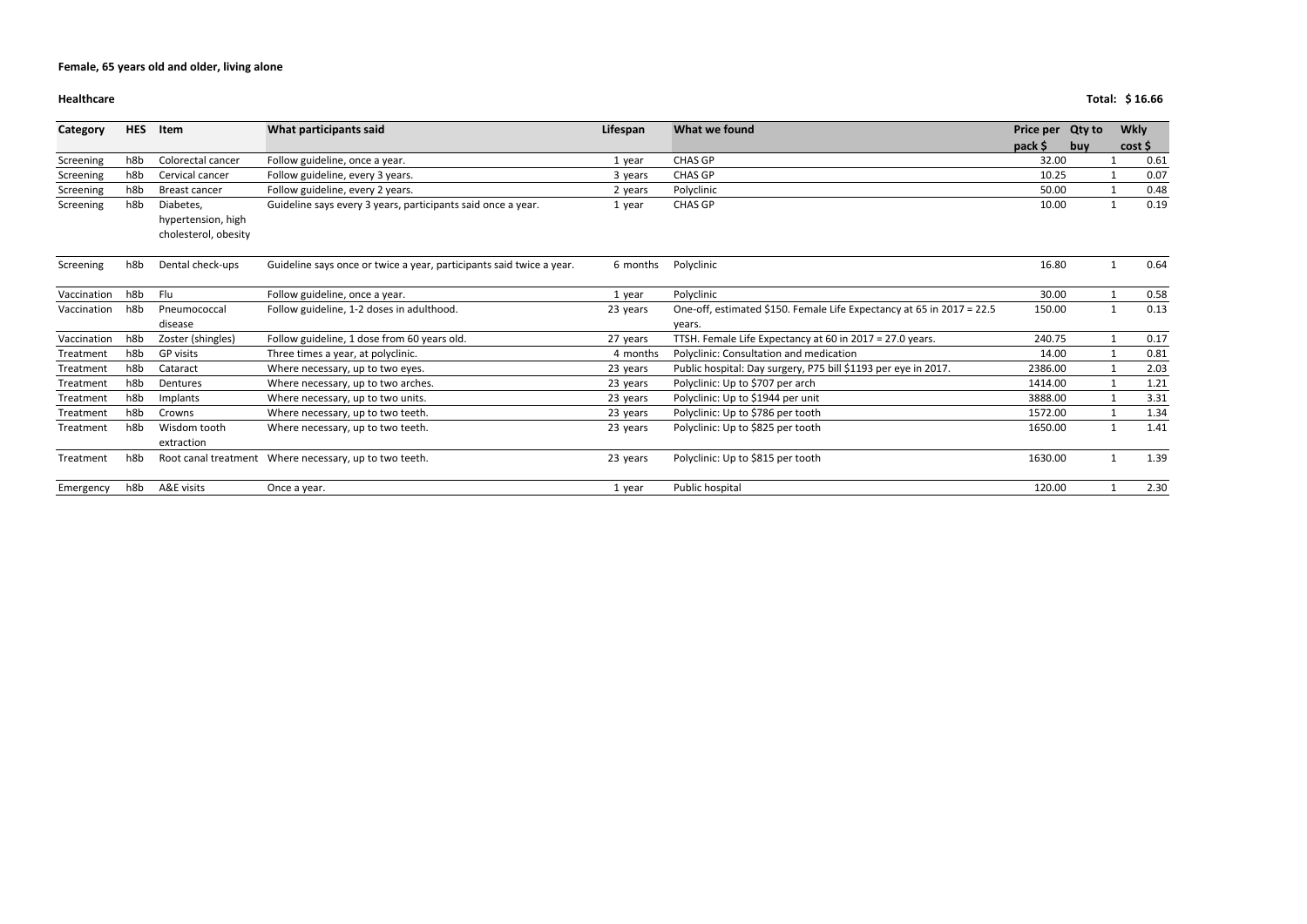**Female, 65 years old and older, living alone**

**Healthcare** **Total: $ 16.66**

| Category | HES | Item | What participants said | Lifespan | What we found | Price per pack $ | Qty to buy | Wkly cost $ |
|---|---|---|---|---|---|---|---|---|
| Screening | h8b | Colorectal cancer | Follow guideline, once a year. | 1 year | CHAS GP | 32.00 | 1 | 0.61 |
| Screening | h8b | Cervical cancer | Follow guideline, every 3 years. | 3 years | CHAS GP | 10.25 | 1 | 0.07 |
| Screening | h8b | Breast cancer | Follow guideline, every 2 years. | 2 years | Polyclinic | 50.00 | 1 | 0.48 |
| Screening | h8b | Diabetes, hypertension, high cholesterol, obesity | Guideline says every 3 years, participants said once a year. | 1 year | CHAS GP | 10.00 | 1 | 0.19 |
| Screening | h8b | Dental check-ups | Guideline says once or twice a year, participants said twice a year. | 6 months | Polyclinic | 16.80 | 1 | 0.64 |
| Vaccination | h8b | Flu | Follow guideline, once a year. | 1 year | Polyclinic | 30.00 | 1 | 0.58 |
| Vaccination | h8b | Pneumococcal disease | Follow guideline, 1-2 doses in adulthood. | 23 years | One-off, estimated $150. Female Life Expectancy at 65 in 2017 = 22.5 years. | 150.00 | 1 | 0.13 |
| Vaccination | h8b | Zoster (shingles) | Follow guideline, 1 dose from 60 years old. | 27 years | TTSH. Female Life Expectancy at 60 in 2017 = 27.0 years. | 240.75 | 1 | 0.17 |
| Treatment | h8b | GP visits | Three times a year, at polyclinic. | 4 months | Polyclinic: Consultation and medication | 14.00 | 1 | 0.81 |
| Treatment | h8b | Cataract | Where necessary, up to two eyes. | 23 years | Public hospital: Day surgery, P75 bill $1193 per eye in 2017. | 2386.00 | 1 | 2.03 |
| Treatment | h8b | Dentures | Where necessary, up to two arches. | 23 years | Polyclinic: Up to $707 per arch | 1414.00 | 1 | 1.21 |
| Treatment | h8b | Implants | Where necessary, up to two units. | 23 years | Polyclinic: Up to $1944 per unit | 3888.00 | 1 | 3.31 |
| Treatment | h8b | Crowns | Where necessary, up to two teeth. | 23 years | Polyclinic: Up to $786 per tooth | 1572.00 | 1 | 1.34 |
| Treatment | h8b | Wisdom tooth extraction | Where necessary, up to two teeth. | 23 years | Polyclinic: Up to $825 per tooth | 1650.00 | 1 | 1.41 |
| Treatment | h8b | Root canal treatment | Where necessary, up to two teeth. | 23 years | Polyclinic: Up to $815 per tooth | 1630.00 | 1 | 1.39 |
| Emergency | h8b | A&E visits | Once a year. | 1 year | Public hospital | 120.00 | 1 | 2.30 |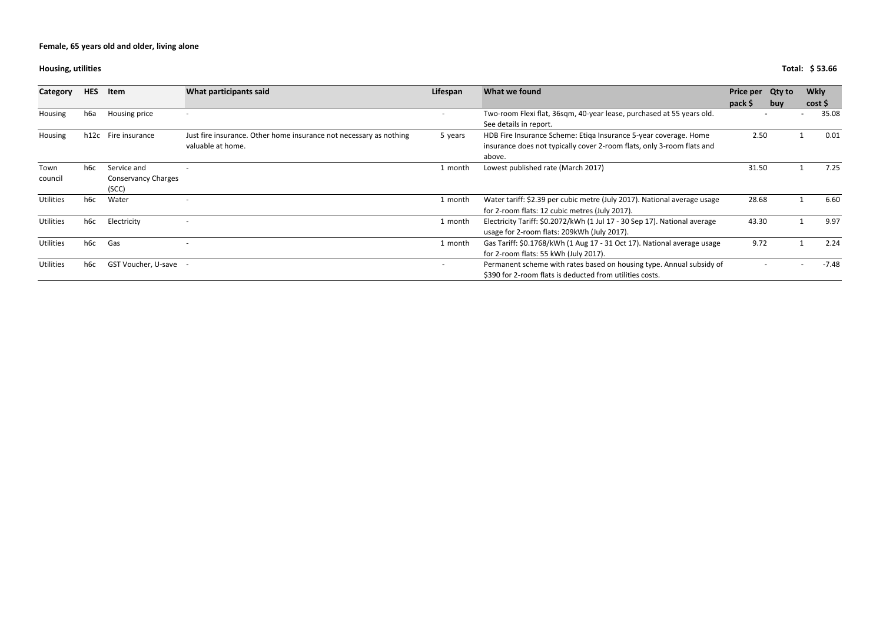**Female, 65 years old and older, living alone**

**Housing, utilities** **Total: $ 53.66**

| Category | HES | Item | What participants said | Lifespan | What we found | Price per pack $ | Qty to buy | Wkly cost $ |
|---|---|---|---|---|---|---|---|---|
| Housing | h6a | Housing price | - | - | Two-room Flexi flat, 36sqm, 40-year lease, purchased at 55 years old. See details in report. | - | - | 35.08 |
| Housing | h12c | Fire insurance | Just fire insurance. Other home insurance not necessary as nothing valuable at home. | 5 years | HDB Fire Insurance Scheme: Etiqa Insurance 5-year coverage. Home insurance does not typically cover 2-room flats, only 3-room flats and above. | 2.50 | 1 | 0.01 |
| Town council | h6c | Service and Conservancy Charges (SCC) | - | 1 month | Lowest published rate (March 2017) | 31.50 | 1 | 7.25 |
| Utilities | h6c | Water | - | 1 month | Water tariff: $2.39 per cubic metre (July 2017). National average usage for 2-room flats: 12 cubic metres (July 2017). | 28.68 | 1 | 6.60 |
| Utilities | h6c | Electricity | - | 1 month | Electricity Tariff: $0.2072/kWh (1 Jul 17 - 30 Sep 17). National average usage for 2-room flats: 209kWh (July 2017). | 43.30 | 1 | 9.97 |
| Utilities | h6c | Gas | - | 1 month | Gas Tariff: $0.1768/kWh (1 Aug 17 - 31 Oct 17). National average usage for 2-room flats: 55 kWh (July 2017). | 9.72 | 1 | 2.24 |
| Utilities | h6c | GST Voucher, U-save | - | - | Permanent scheme with rates based on housing type. Annual subsidy of $390 for 2-room flats is deducted from utilities costs. | - | - | -7.48 |